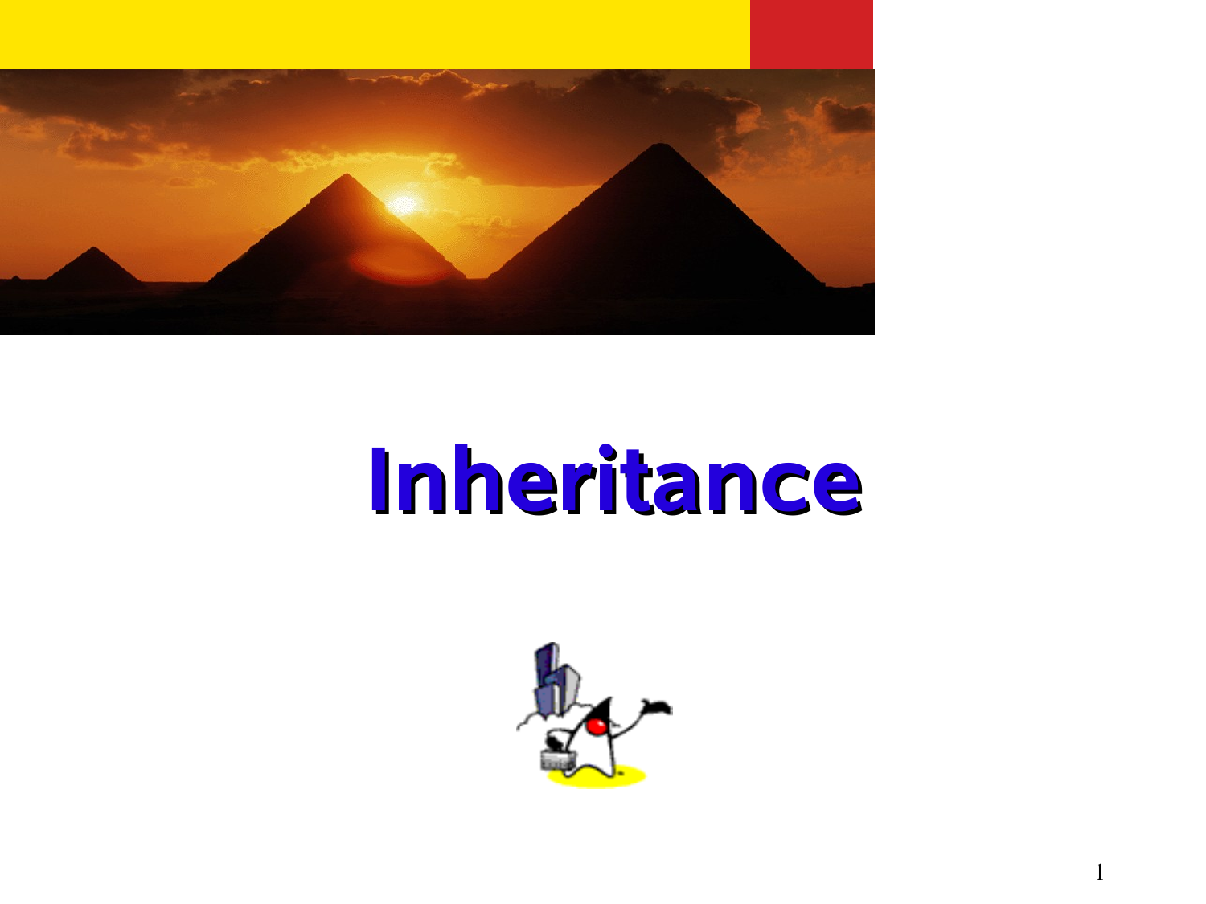# Inheritance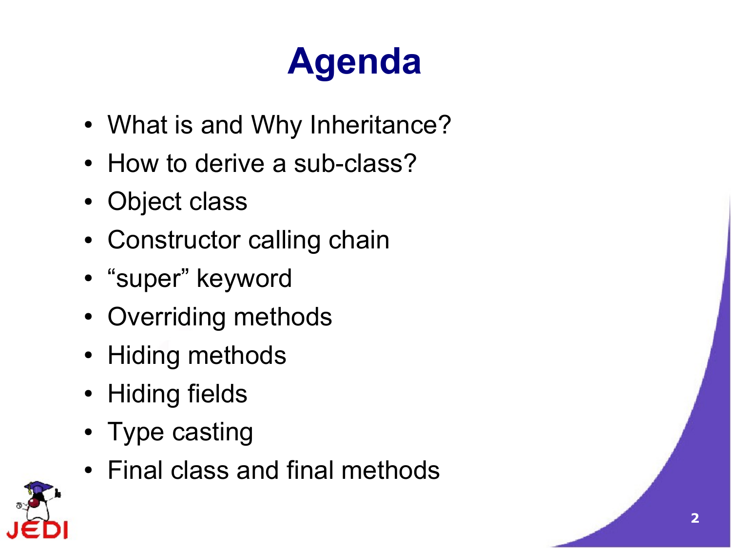# Agenda

- What is and Why Inheritance?
- How to derive a sub-class?
- Object class
- Constructor calling chain
- “super” keyword
- Overriding methods
- Hiding methods
- Hiding fields
- Type casting
- Final class and final methods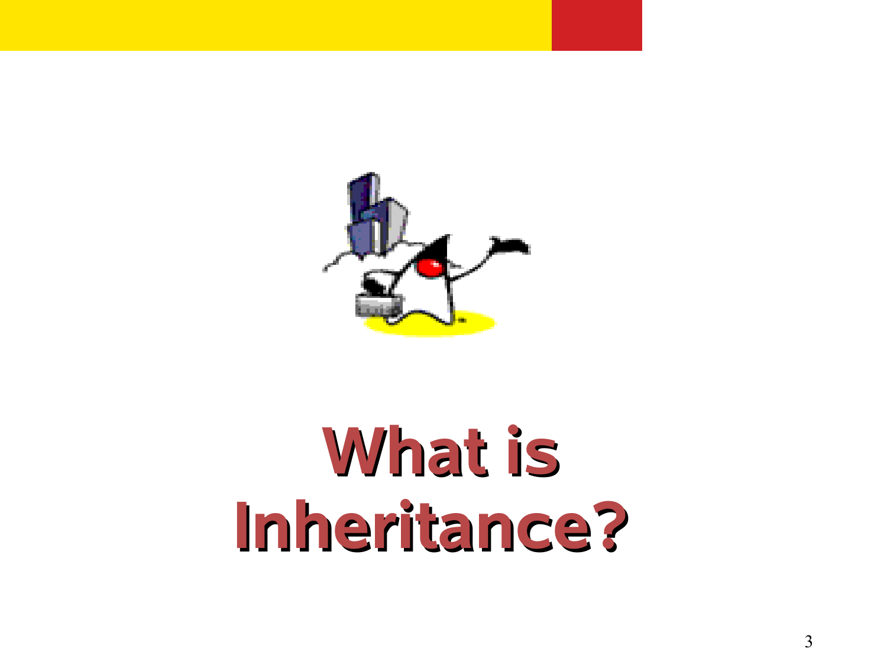# What is Inheritance?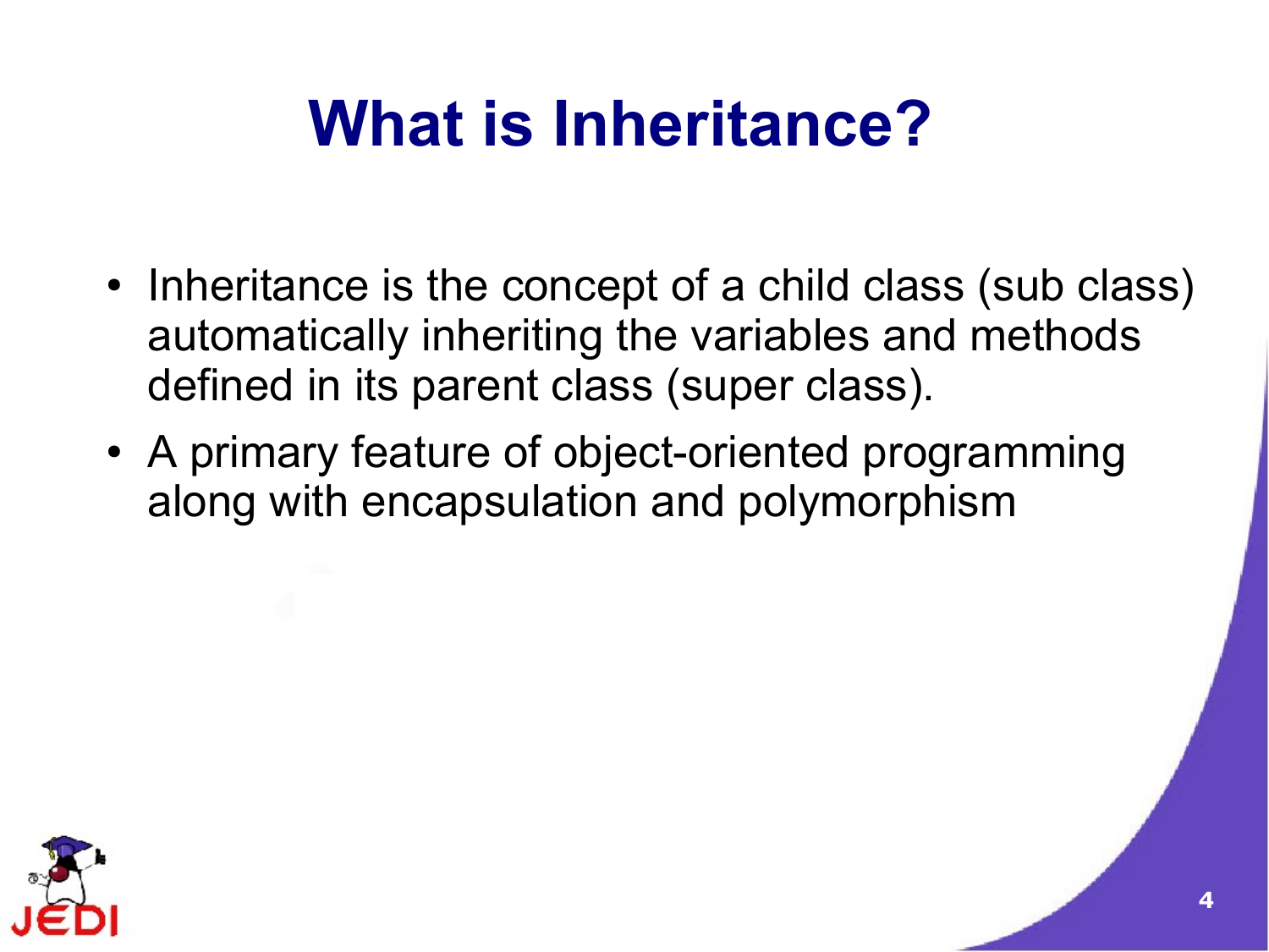# What is Inheritance?

- Inheritance is the concept of a child class (sub class) automatically inheriting the variables and methods defined in its parent class (super class).
- A primary feature of object-oriented programming along with encapsulation and polymorphism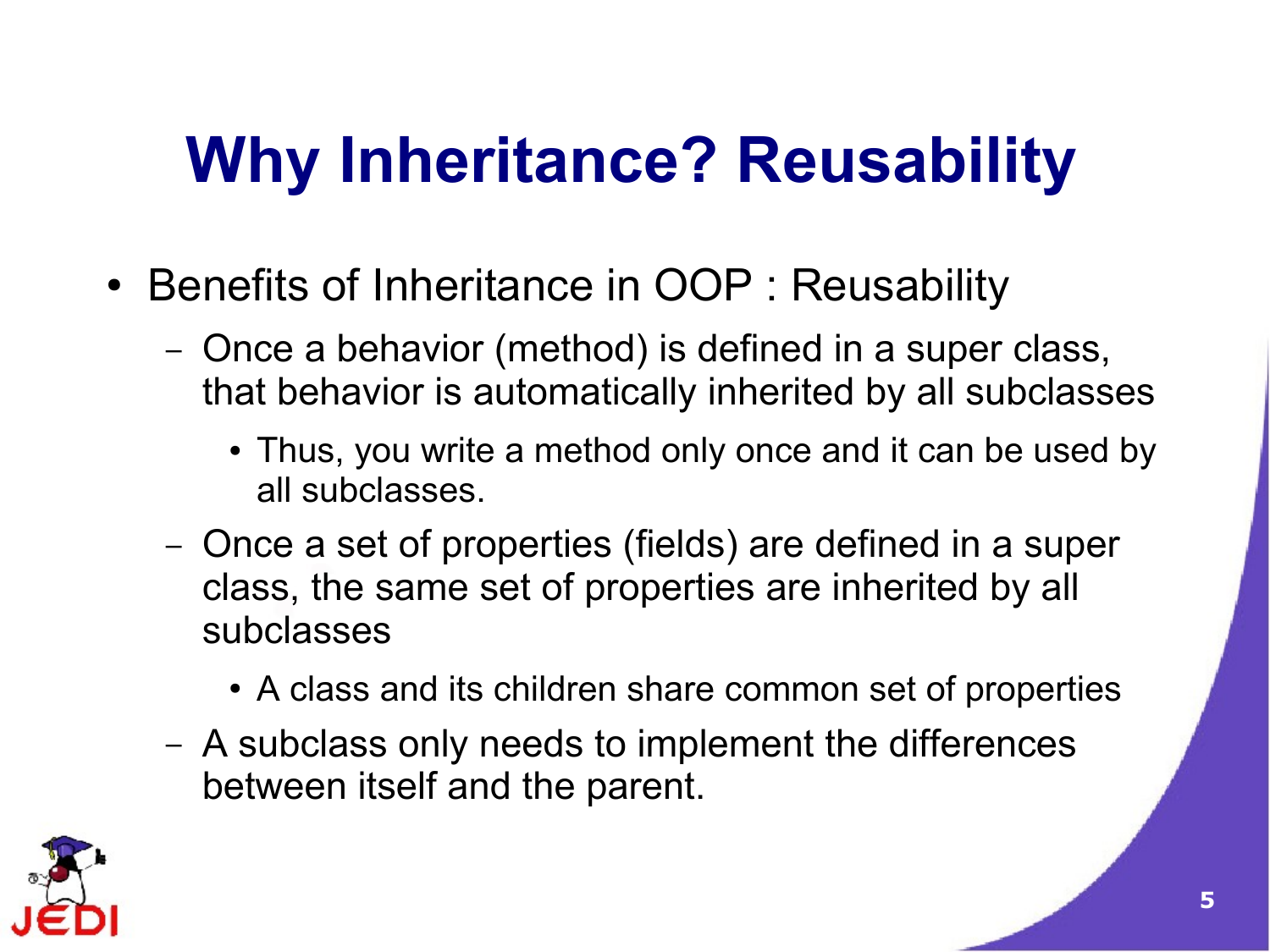# Why Inheritance? Reusability

- Benefits of Inheritance in OOP : Reusability
  - Once a behavior (method) is defined in a super class, that behavior is automatically inherited by all subclasses
    - Thus, you write a method only once and it can be used by all subclasses.
  - Once a set of properties (fields) are defined in a super class, the same set of properties are inherited by all subclasses
    - A class and its children share common set of properties
  - A subclass only needs to implement the differences between itself and the parent.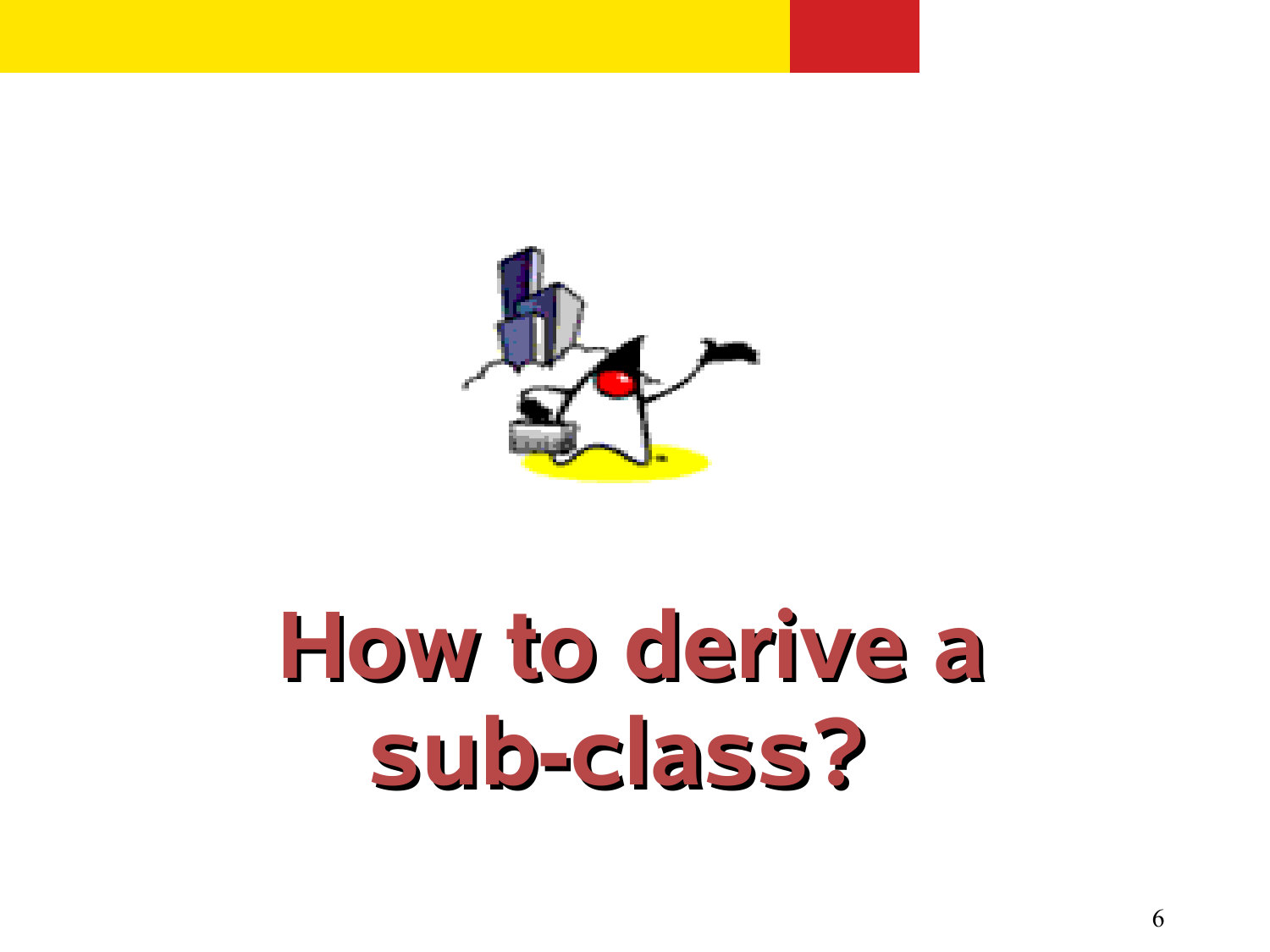# How to derive a sub-class?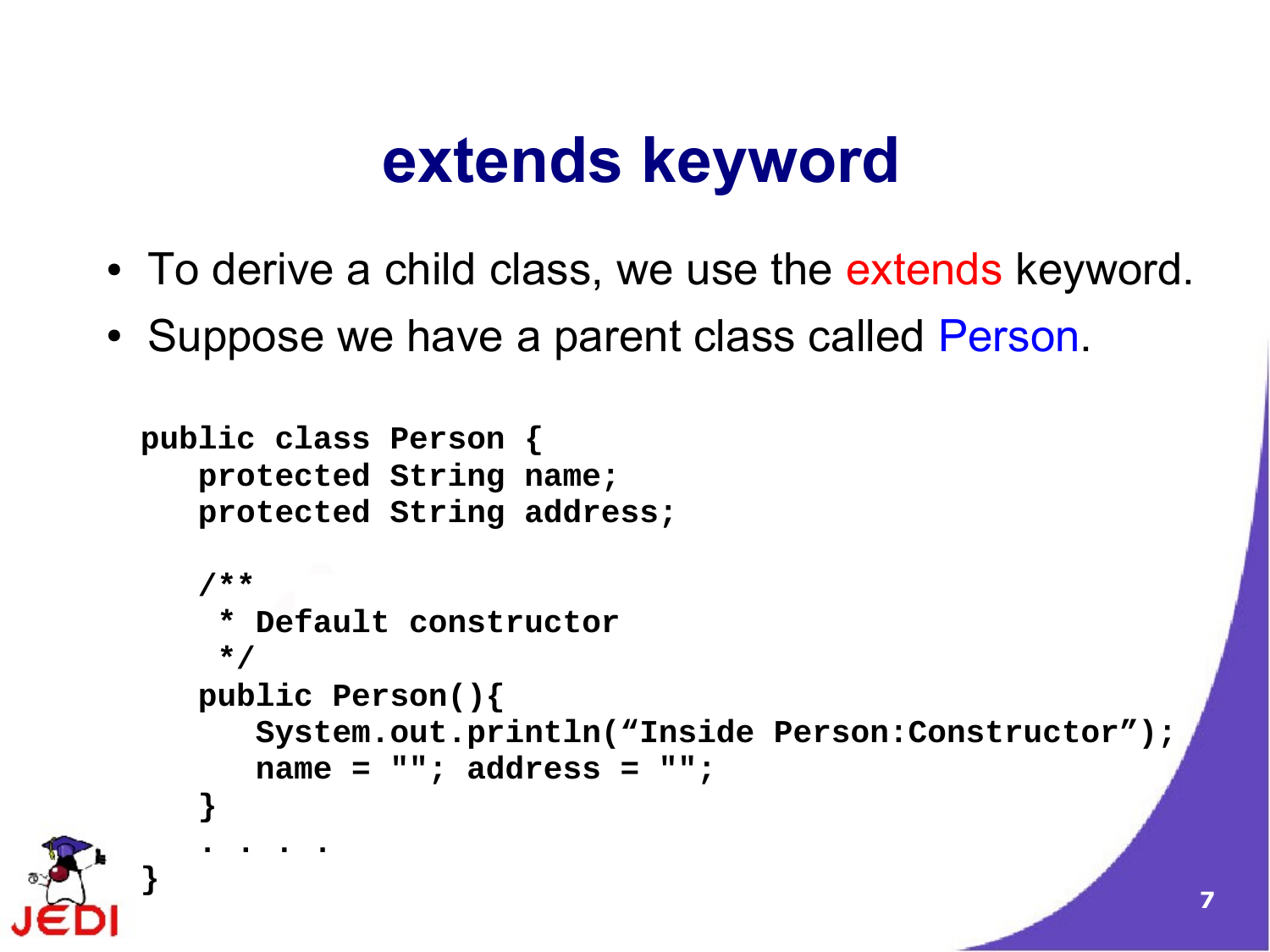# extends keyword

- To derive a child class, we use the extends keyword.
- Suppose we have a parent class called Person.

```
public class Person {
   protected String name;
   protected String address;

   /**
    * Default constructor
    */
   public Person(){
      System.out.println("Inside Person:Constructor");
      name = ""; address = "";
   }
   . . . .
}
```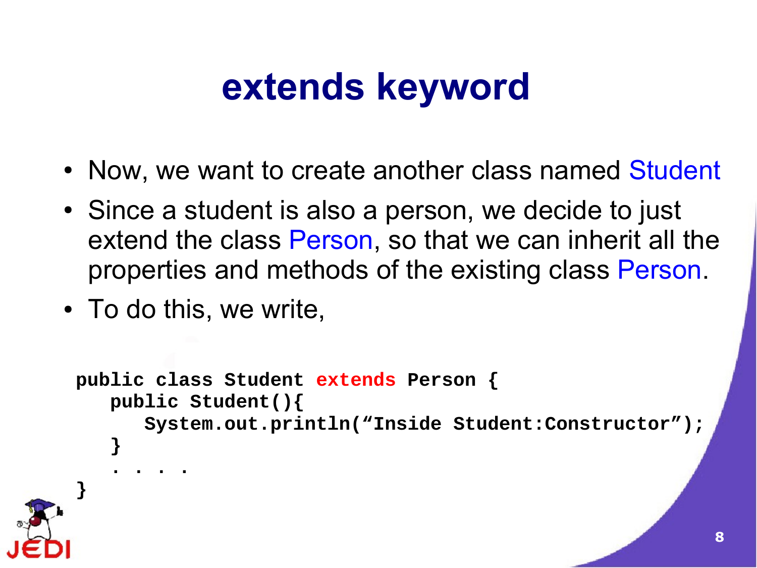# extends keyword

- Now, we want to create another class named Student
- Since a student is also a person, we decide to just extend the class Person, so that we can inherit all the properties and methods of the existing class Person.
- To do this, we write,

```
public class Student extends Person {
   public Student(){
      System.out.println("Inside Student:Constructor");
   }
   . . . .
}
```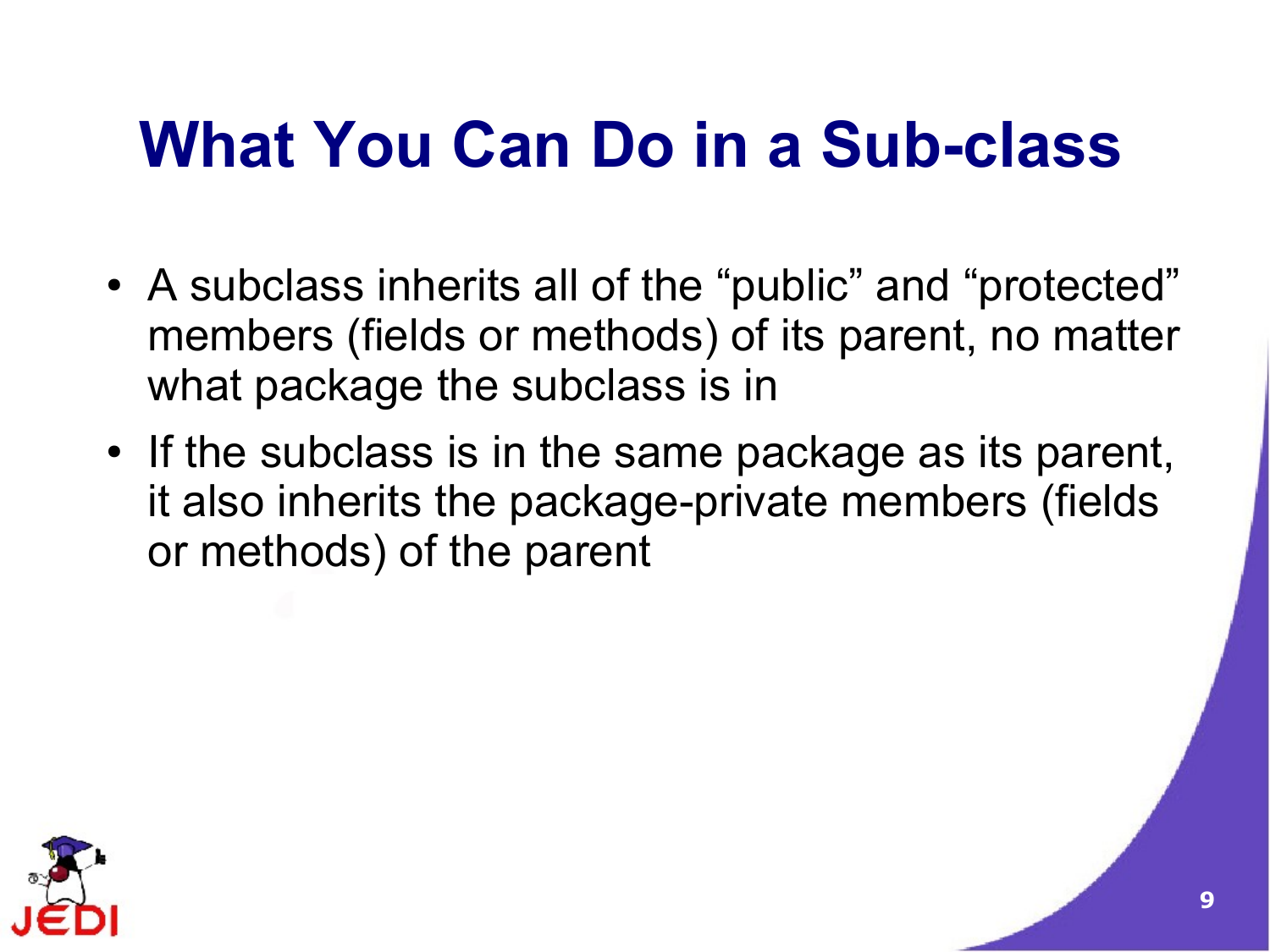# What You Can Do in a Sub-class

- A subclass inherits all of the “public” and “protected” members (fields or methods) of its parent, no matter what package the subclass is in
- If the subclass is in the same package as its parent, it also inherits the package-private members (fields or methods) of the parent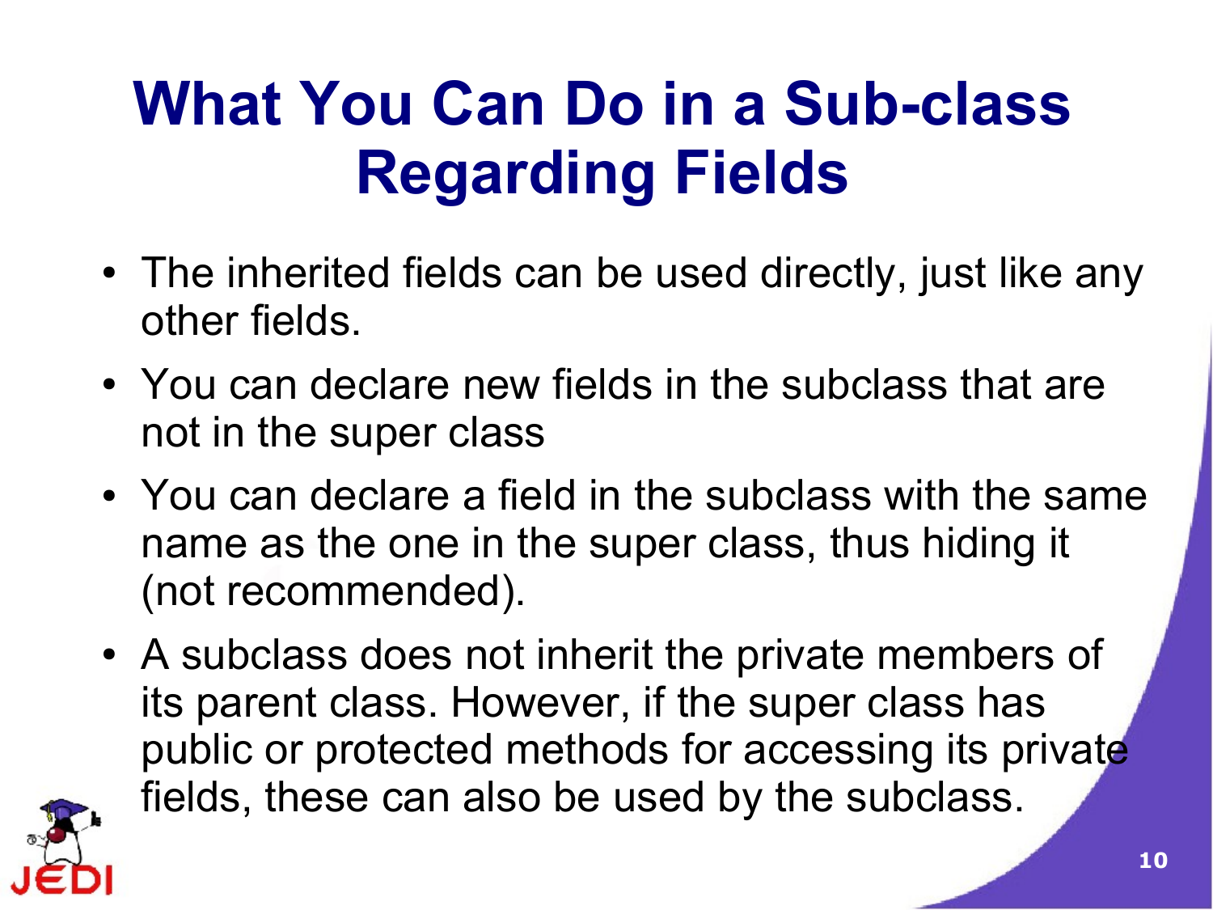# What You Can Do in a Sub-class Regarding Fields

- The inherited fields can be used directly, just like any other fields.
- You can declare new fields in the subclass that are not in the super class
- You can declare a field in the subclass with the same name as the one in the super class, thus hiding it (not recommended).
- A subclass does not inherit the private members of its parent class. However, if the super class has public or protected methods for accessing its private fields, these can also be used by the subclass.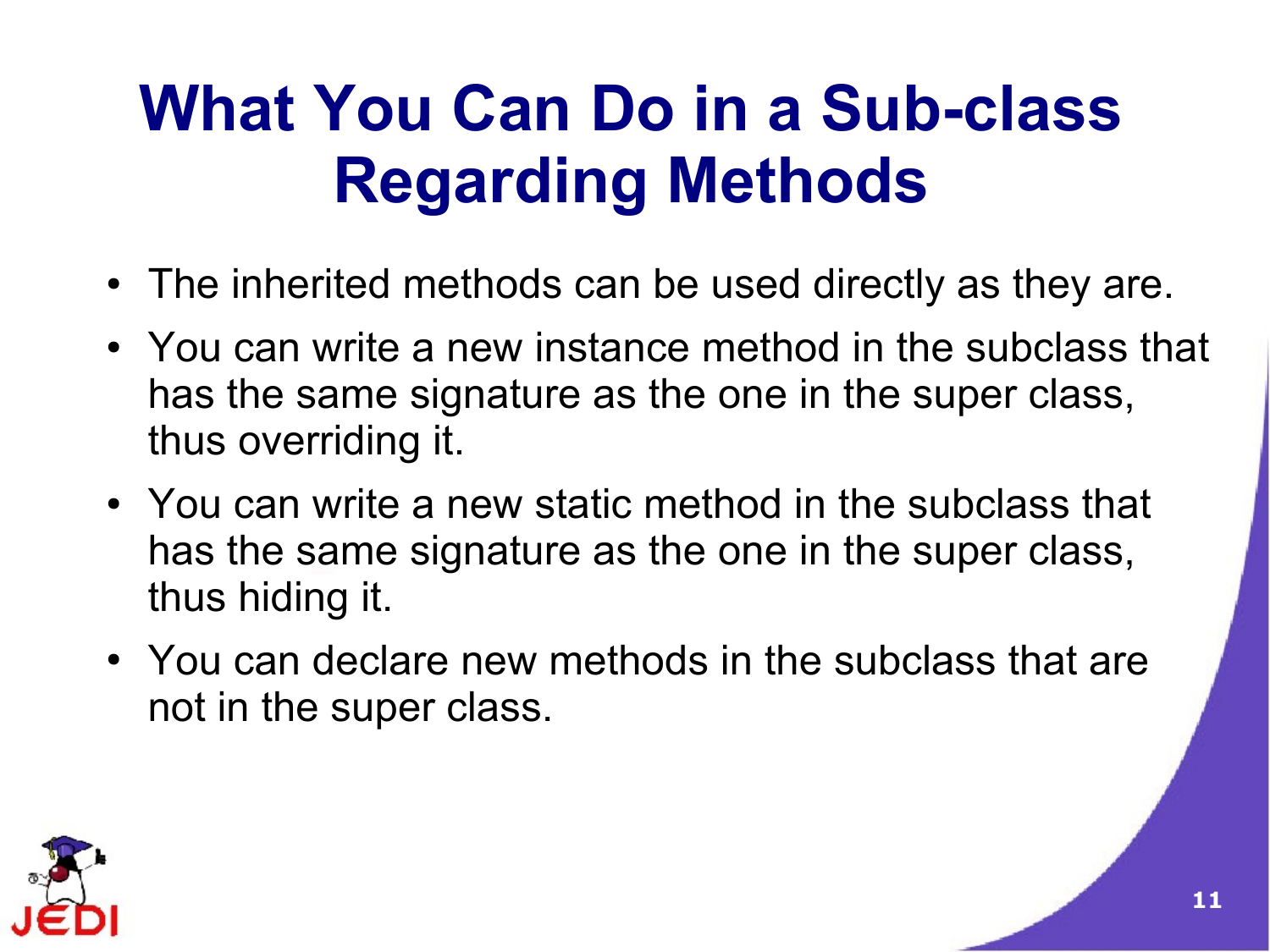# What You Can Do in a Sub-class Regarding Methods

- The inherited methods can be used directly as they are.
- You can write a new instance method in the subclass that has the same signature as the one in the super class, thus overriding it.
- You can write a new static method in the subclass that has the same signature as the one in the super class, thus hiding it.
- You can declare new methods in the subclass that are not in the super class.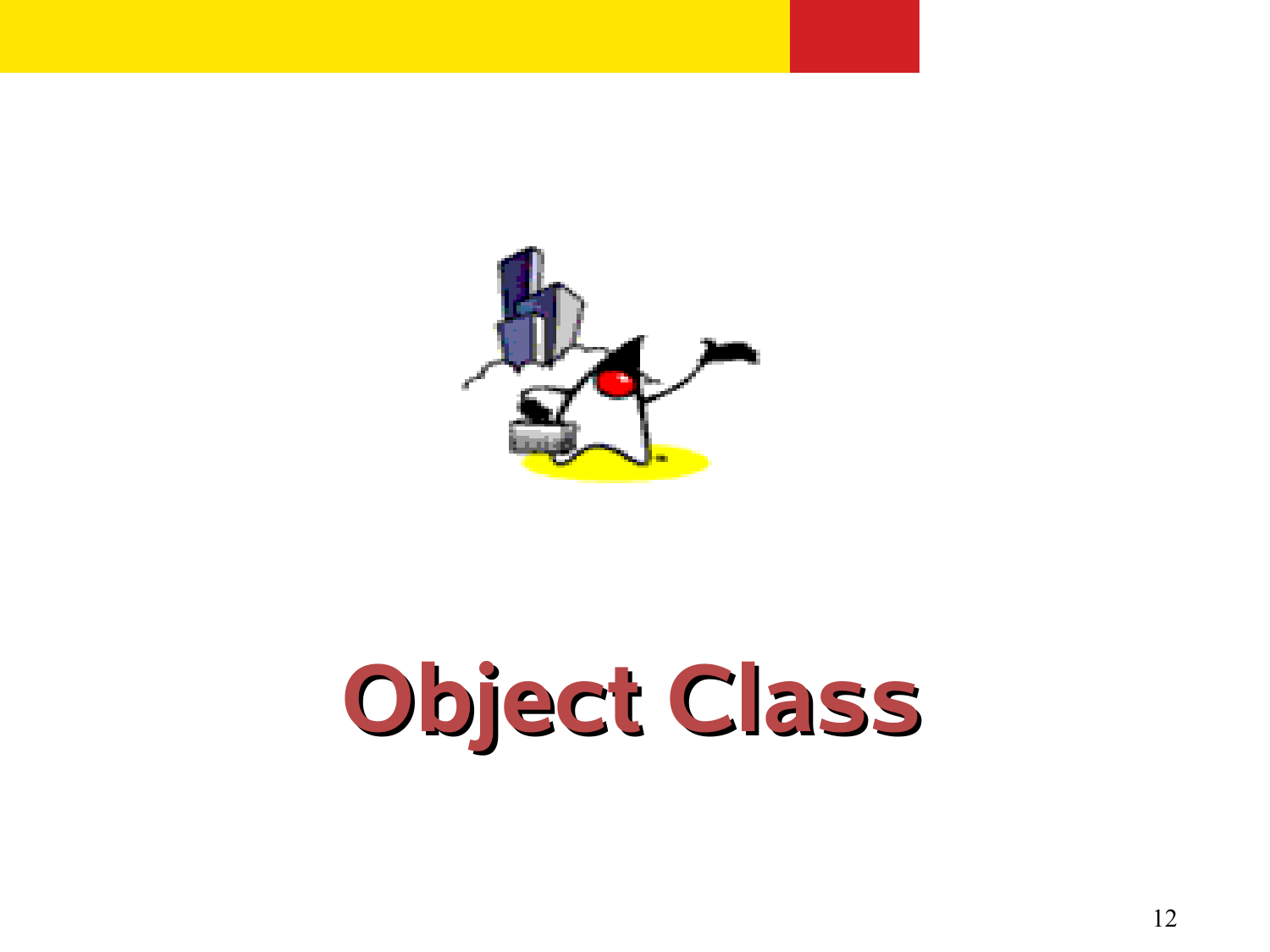# Object Class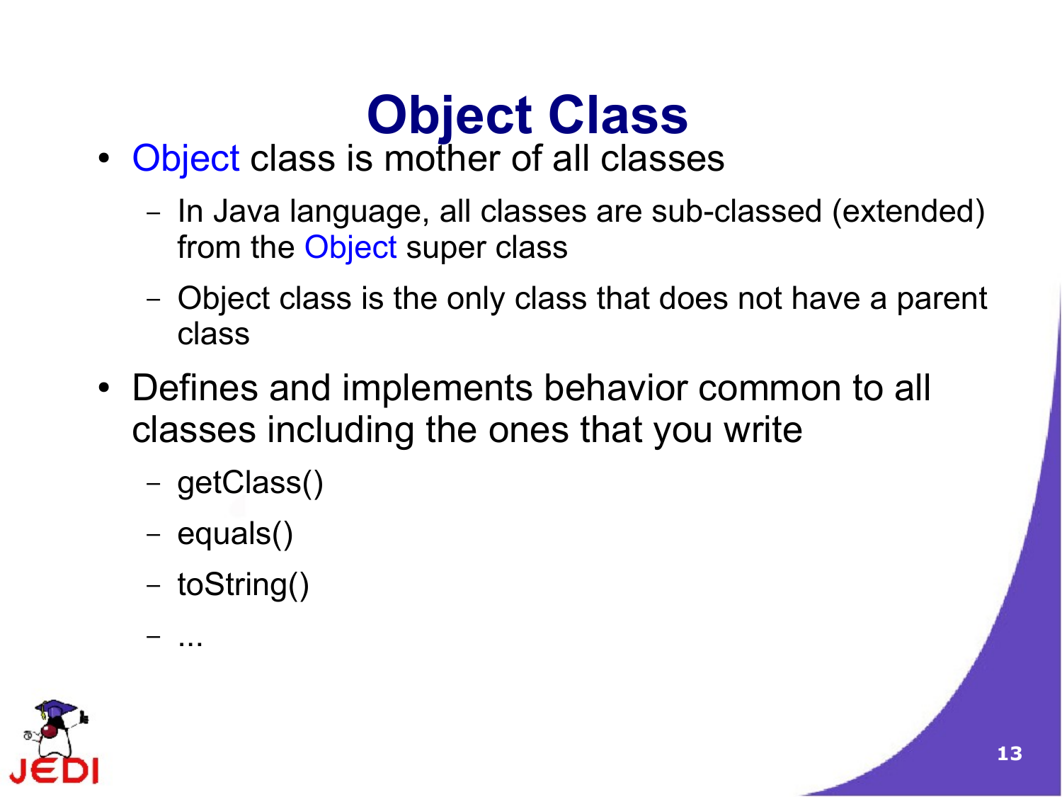# Object Class

- Object class is mother of all classes
  - In Java language, all classes are sub-classed (extended) from the Object super class
  - Object class is the only class that does not have a parent class
- Defines and implements behavior common to all classes including the ones that you write
  - getClass()
  - equals()
  - toString()
  - ...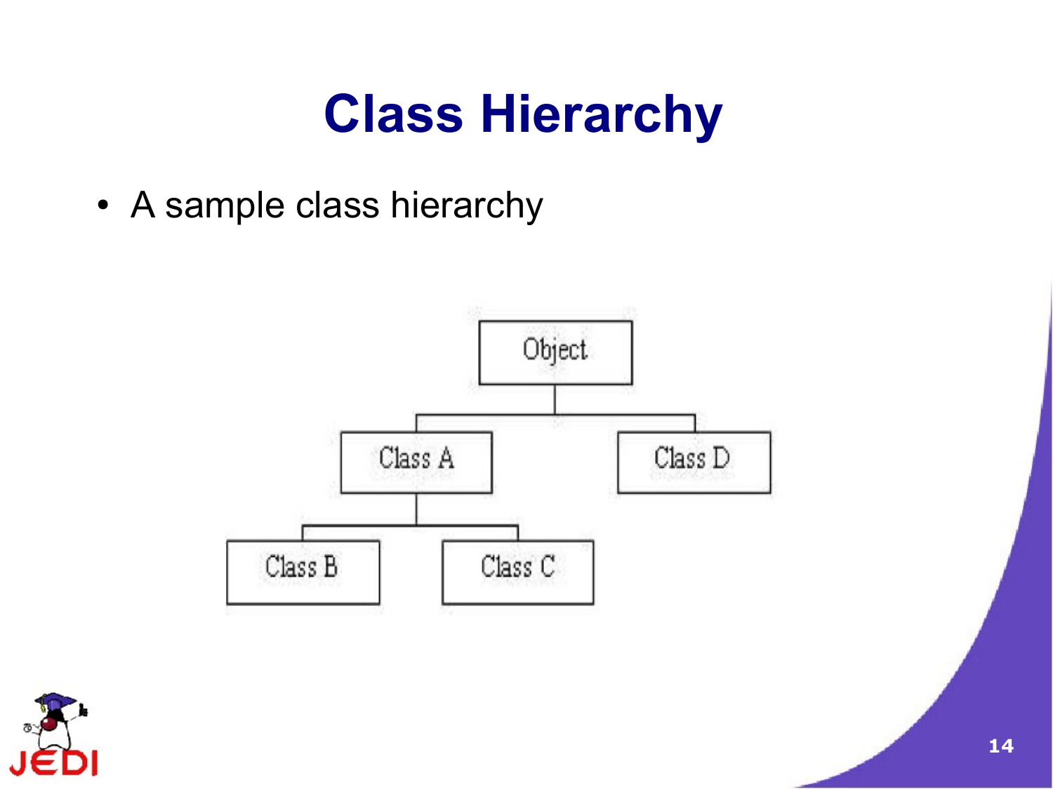# Class Hierarchy

- A sample class hierarchy

```
              Object
                |
        +-------+-------+
        |               |
     Class A         Class D
        |
   +----+----+
   |         |
Class B   Class C
```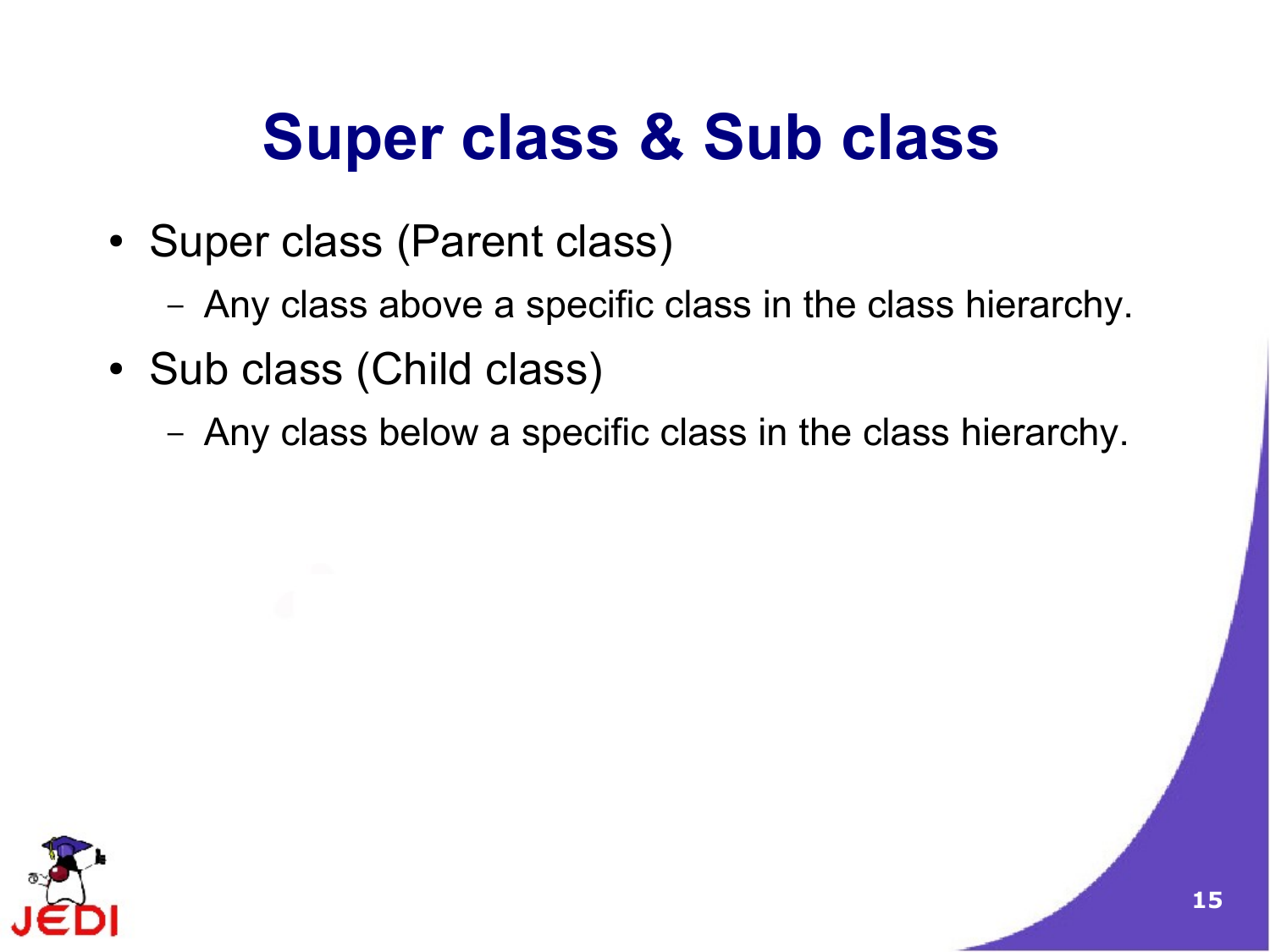# Super class & Sub class

- Super class (Parent class)
  - Any class above a specific class in the class hierarchy.
- Sub class (Child class)
  - Any class below a specific class in the class hierarchy.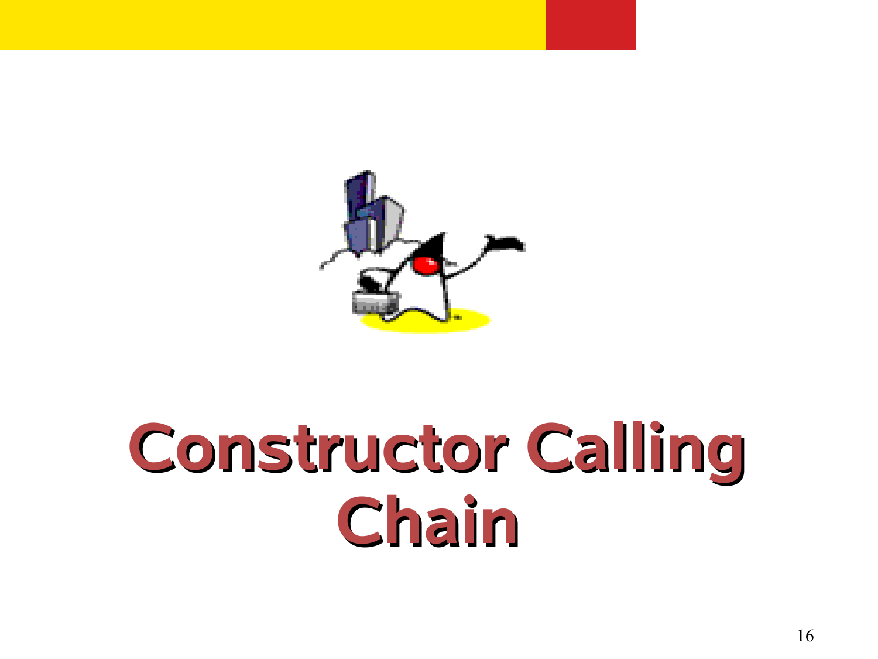# Constructor Calling Chain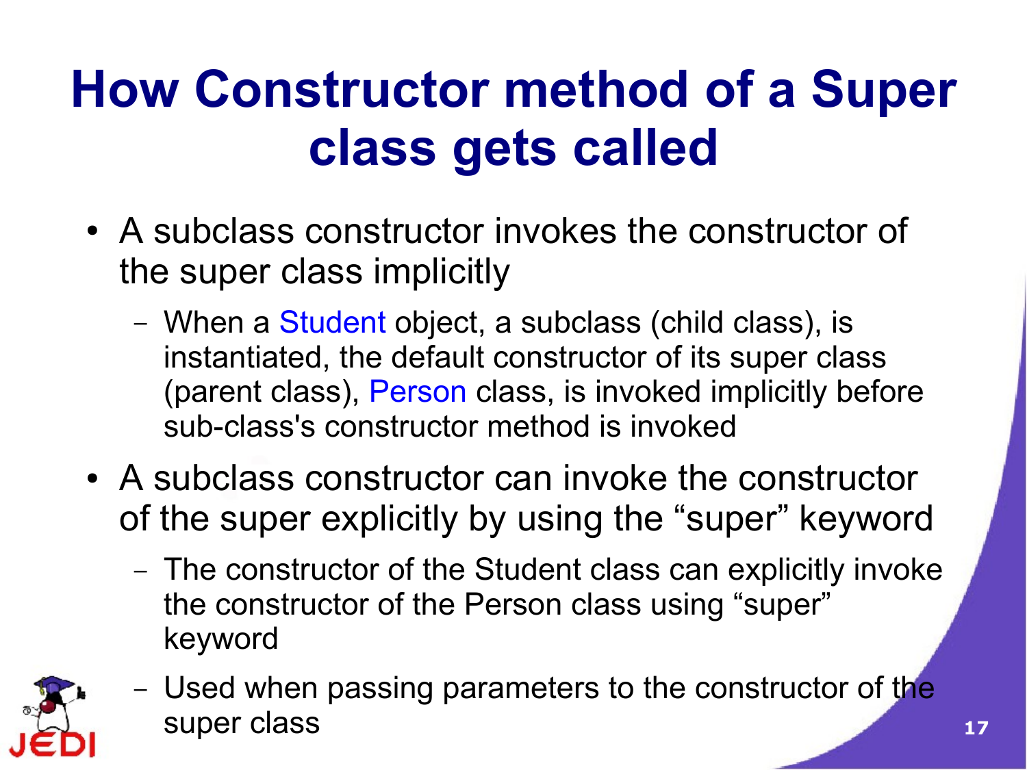# How Constructor method of a Super class gets called

- A subclass constructor invokes the constructor of the super class implicitly
  - When a Student object, a subclass (child class), is instantiated, the default constructor of its super class (parent class), Person class, is invoked implicitly before sub-class's constructor method is invoked
- A subclass constructor can invoke the constructor of the super explicitly by using the “super” keyword
  - The constructor of the Student class can explicitly invoke the constructor of the Person class using “super” keyword
  - Used when passing parameters to the constructor of the super class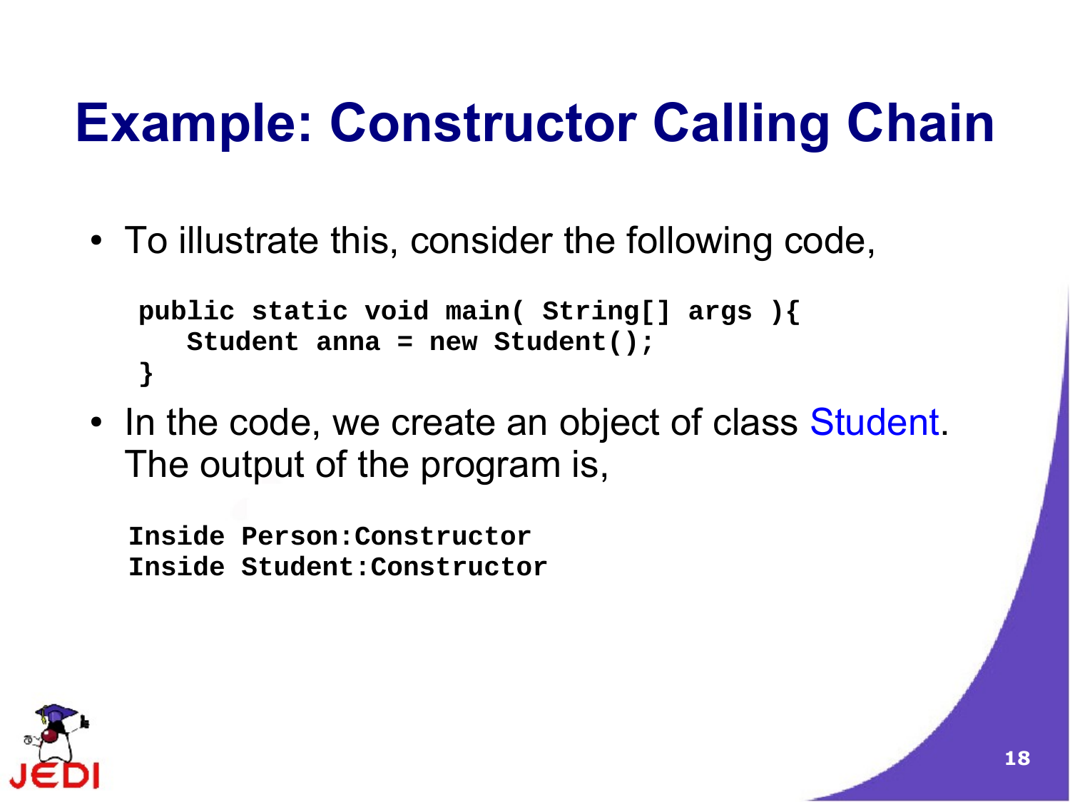# Example: Constructor Calling Chain

- To illustrate this, consider the following code,

```
public static void main( String[] args ){
   Student anna = new Student();
}
```

- In the code, we create an object of class Student. The output of the program is,

```
Inside Person:Constructor
Inside Student:Constructor
```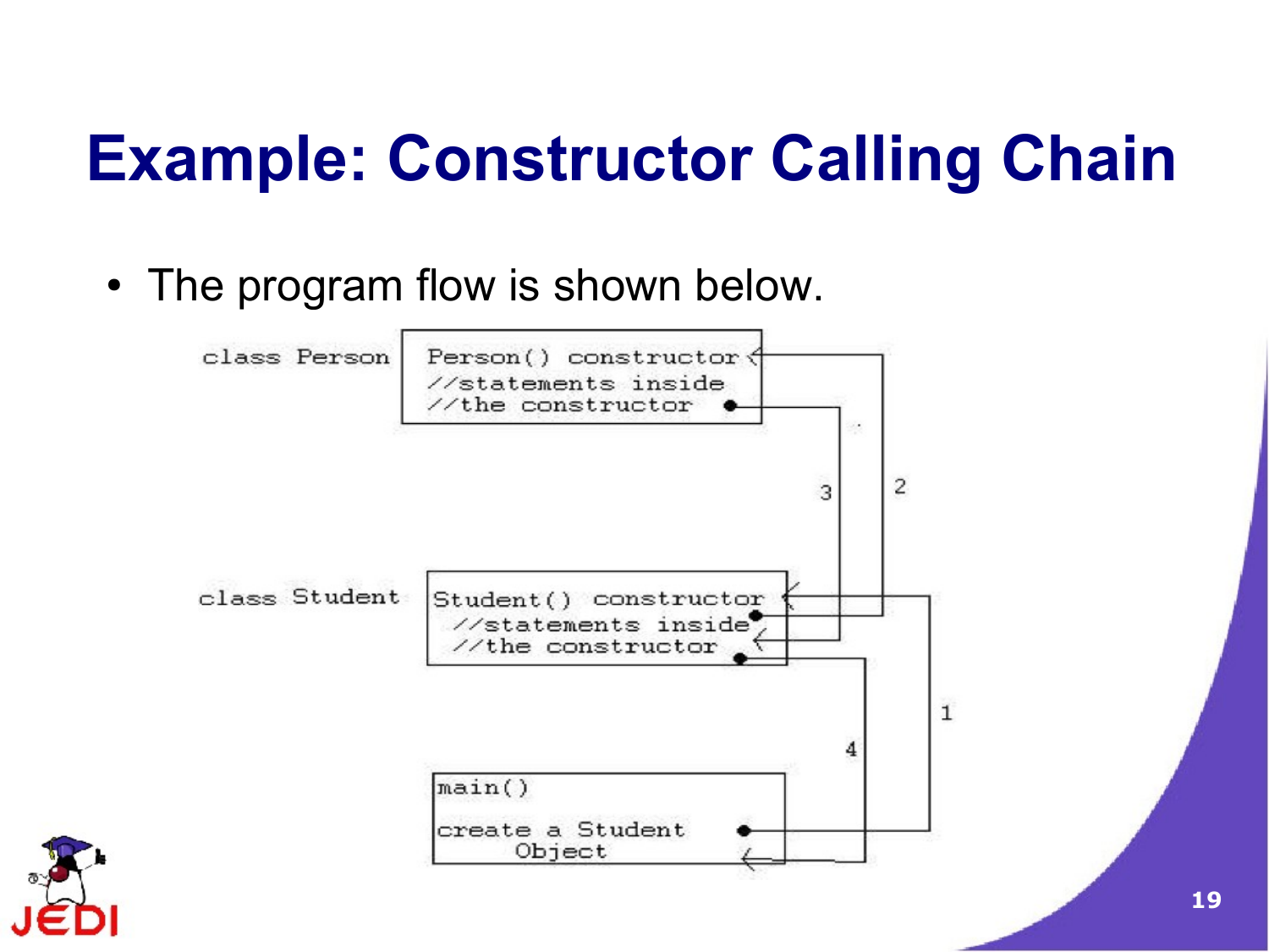# Example: Constructor Calling Chain

- The program flow is shown below.

class Person

Person() constructor
//statements inside
//the constructor

class Student

Student() constructor
//statements inside
//the constructor

main()

create a Student
Object

1 2 3 4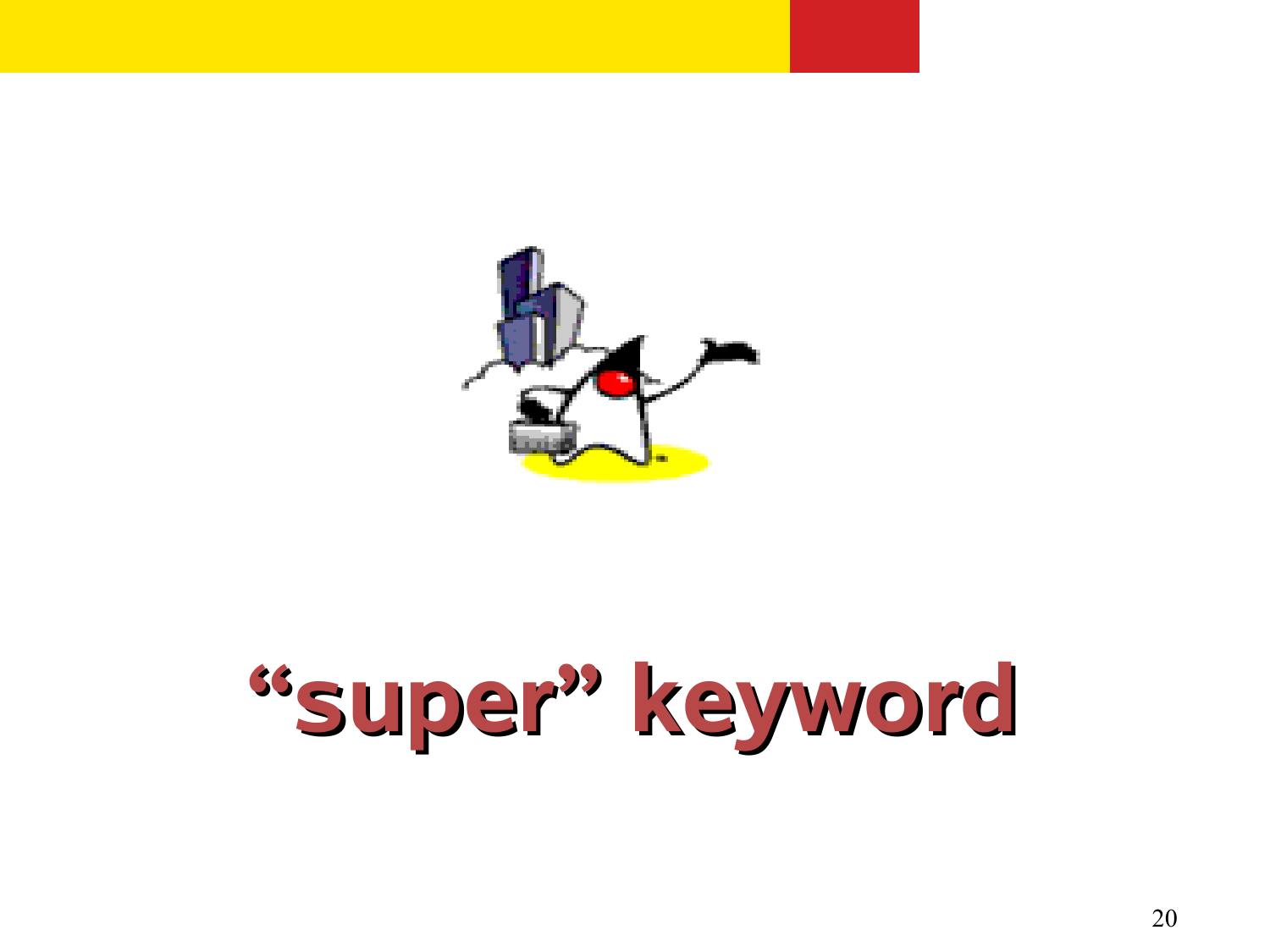# “super” keyword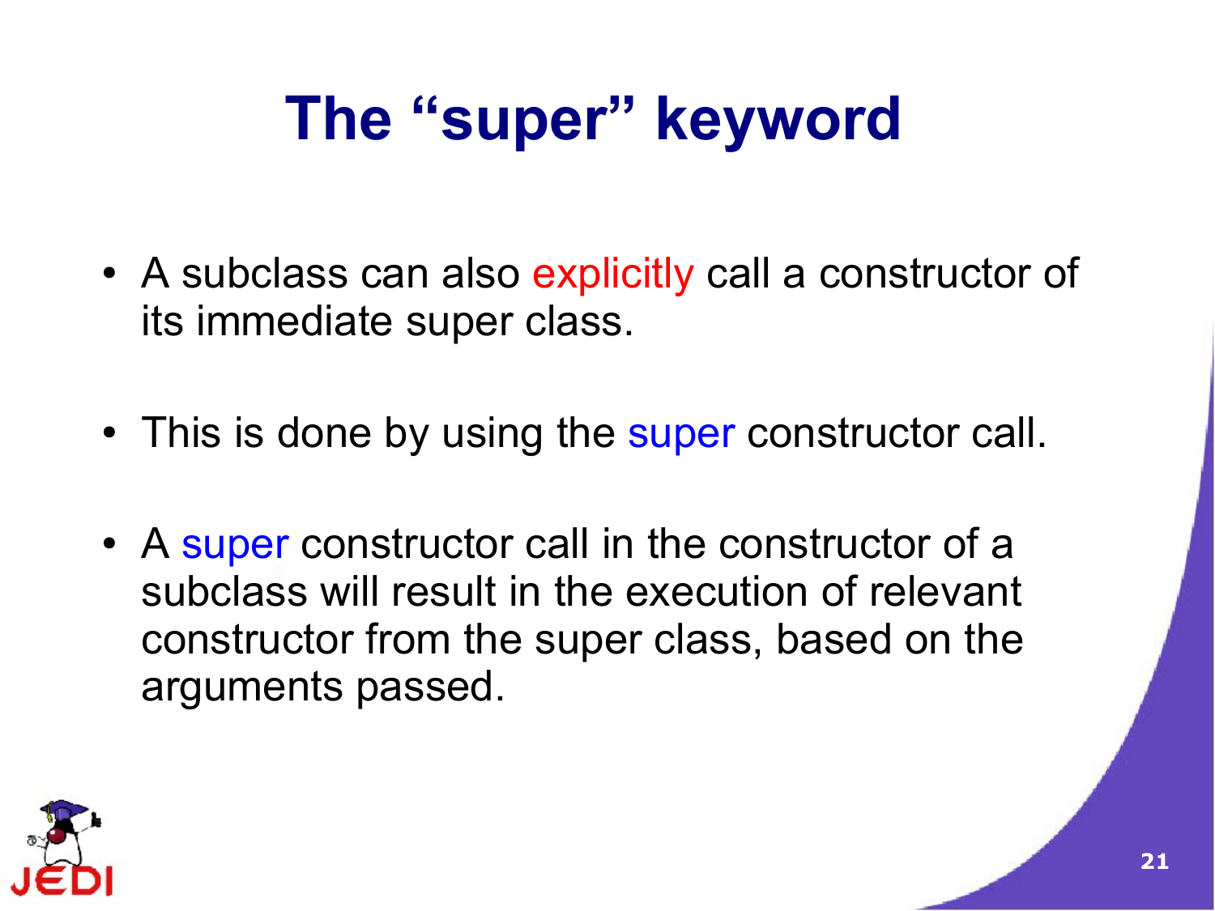# The “super” keyword

- A subclass can also explicitly call a constructor of its immediate super class.
- This is done by using the super constructor call.
- A super constructor call in the constructor of a subclass will result in the execution of relevant constructor from the super class, based on the arguments passed.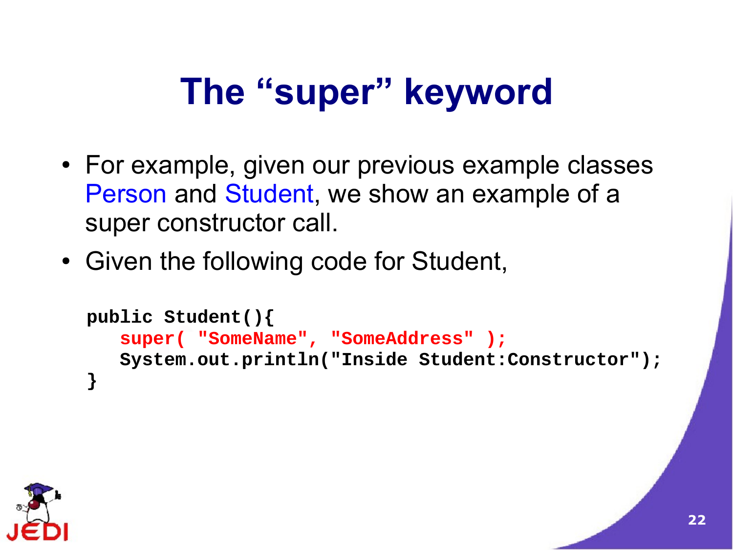# The "super" keyword

- For example, given our previous example classes Person and Student, we show an example of a super constructor call.
- Given the following code for Student,

```
public Student(){
   super( "SomeName", "SomeAddress" );
   System.out.println("Inside Student:Constructor");
}
```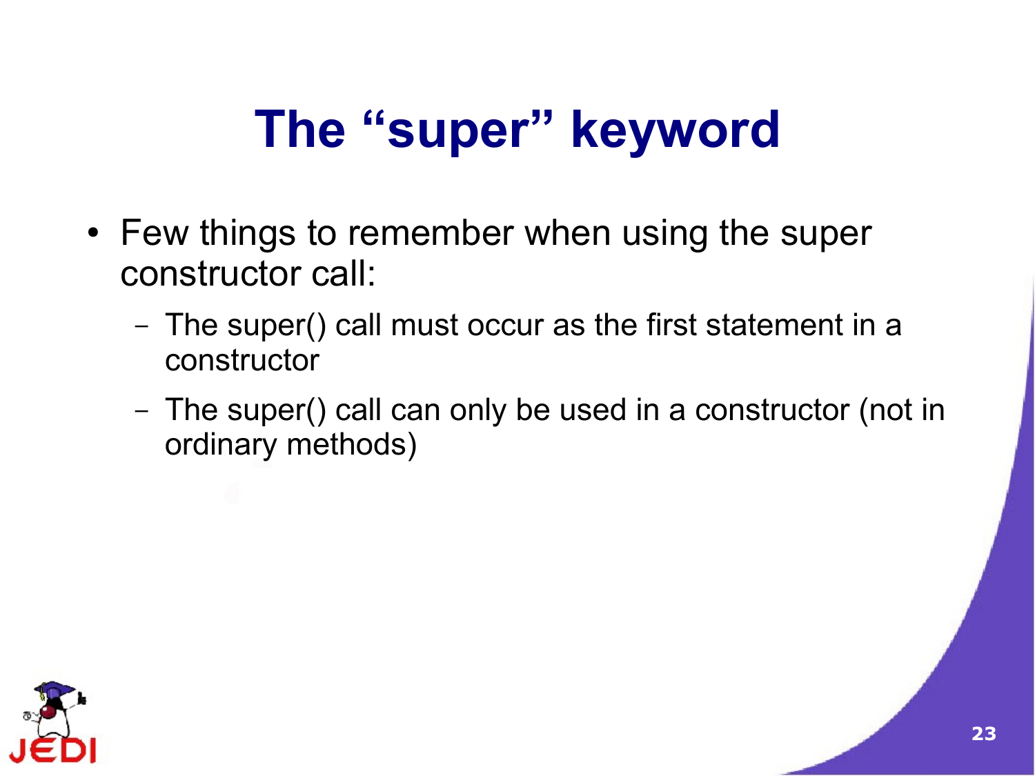# The "super" keyword

- Few things to remember when using the super constructor call:
  - The super() call must occur as the first statement in a constructor
  - The super() call can only be used in a constructor (not in ordinary methods)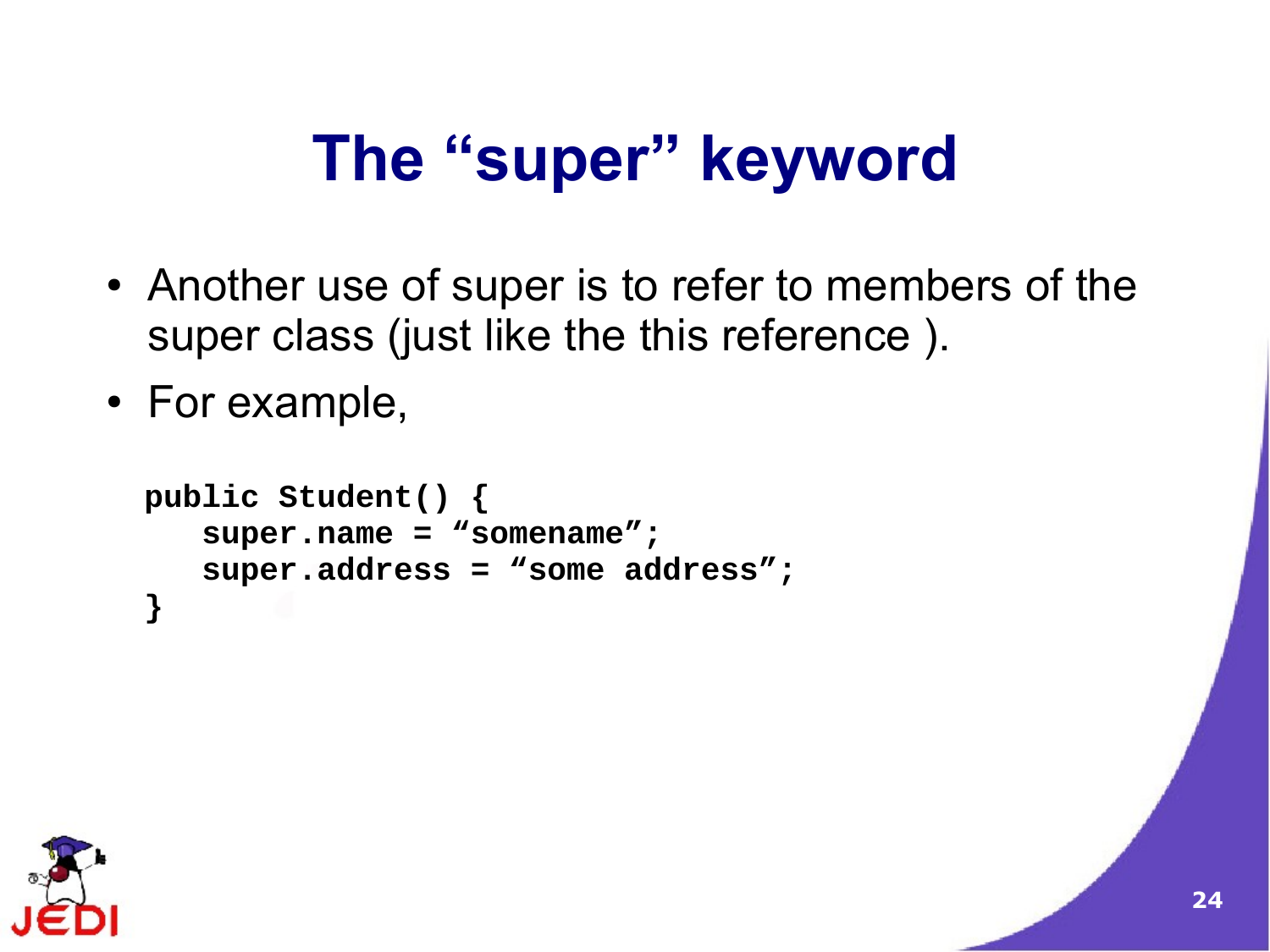# The “super” keyword

- Another use of super is to refer to members of the super class (just like the this reference ).
- For example,

```
public Student() {
   super.name = “somename”;
   super.address = “some address”;
}
```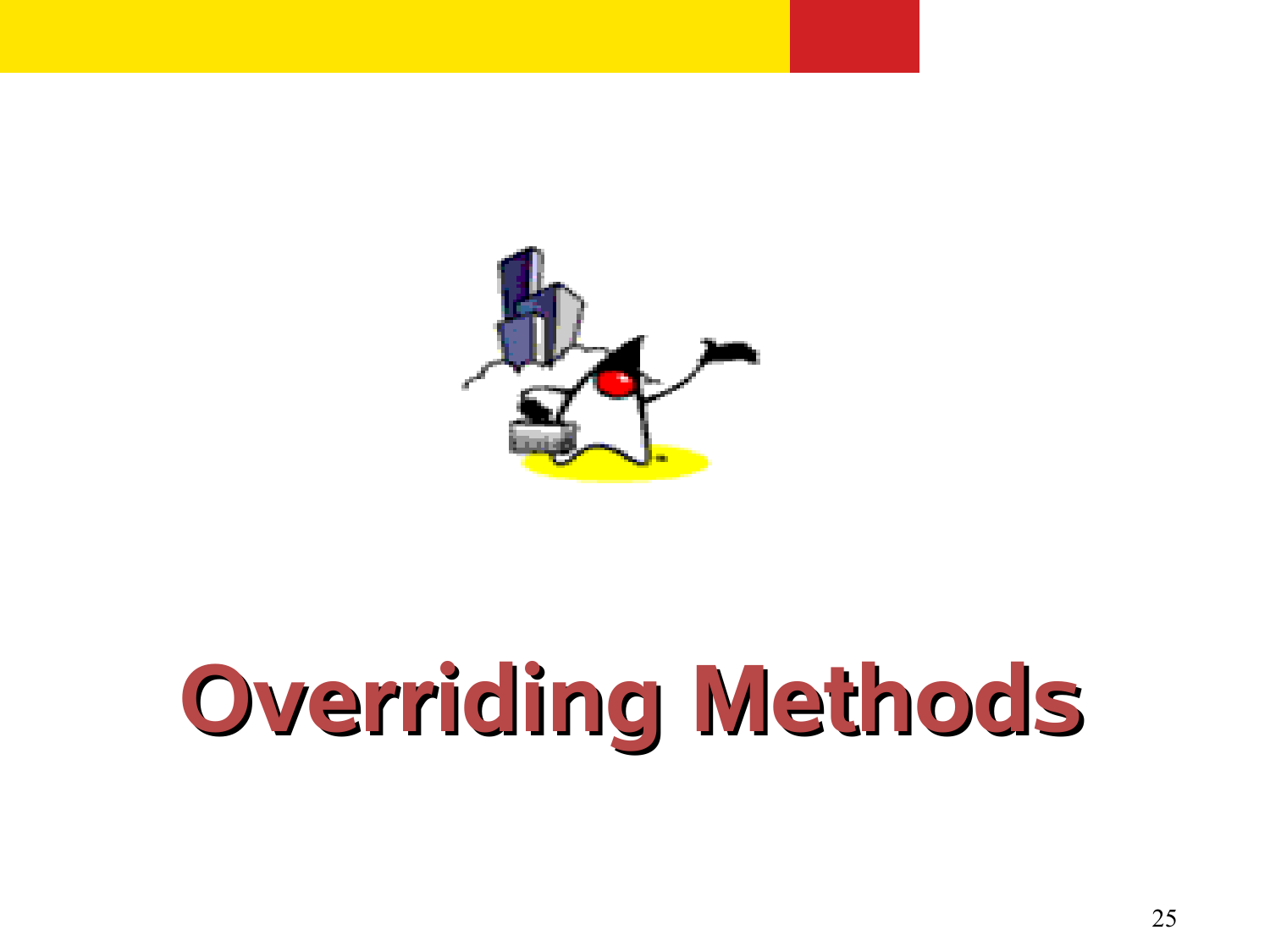# Overriding Methods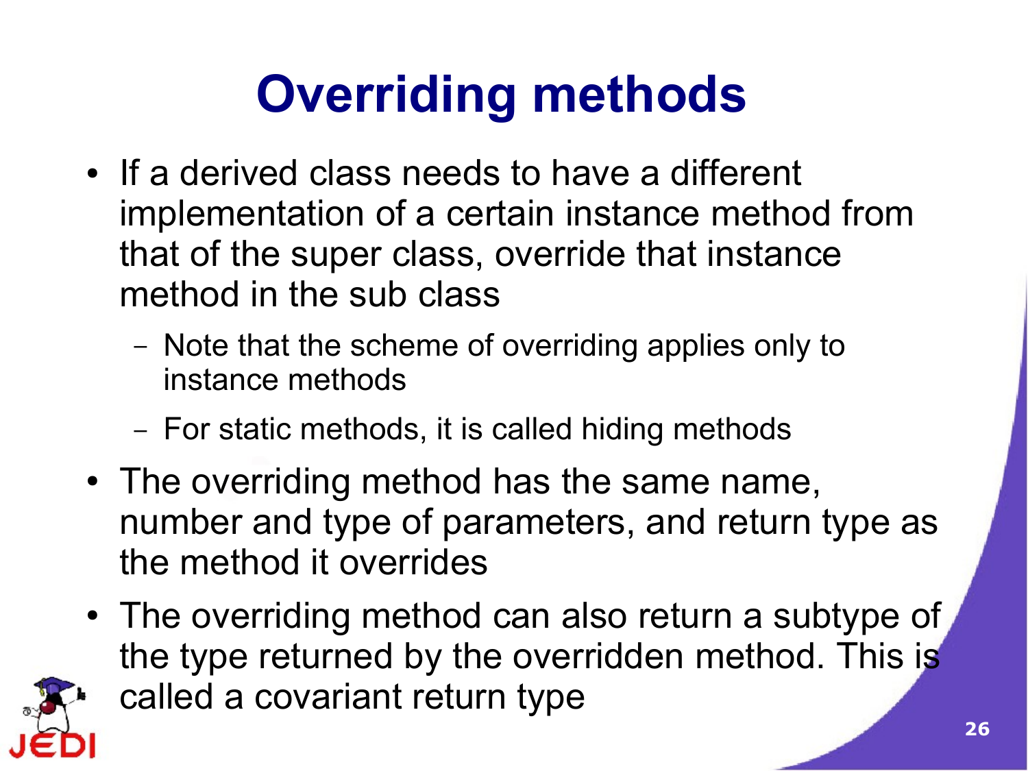# Overriding methods

- If a derived class needs to have a different implementation of a certain instance method from that of the super class, override that instance method in the sub class
  - Note that the scheme of overriding applies only to instance methods
  - For static methods, it is called hiding methods
- The overriding method has the same name, number and type of parameters, and return type as the method it overrides
- The overriding method can also return a subtype of the type returned by the overridden method. This is called a covariant return type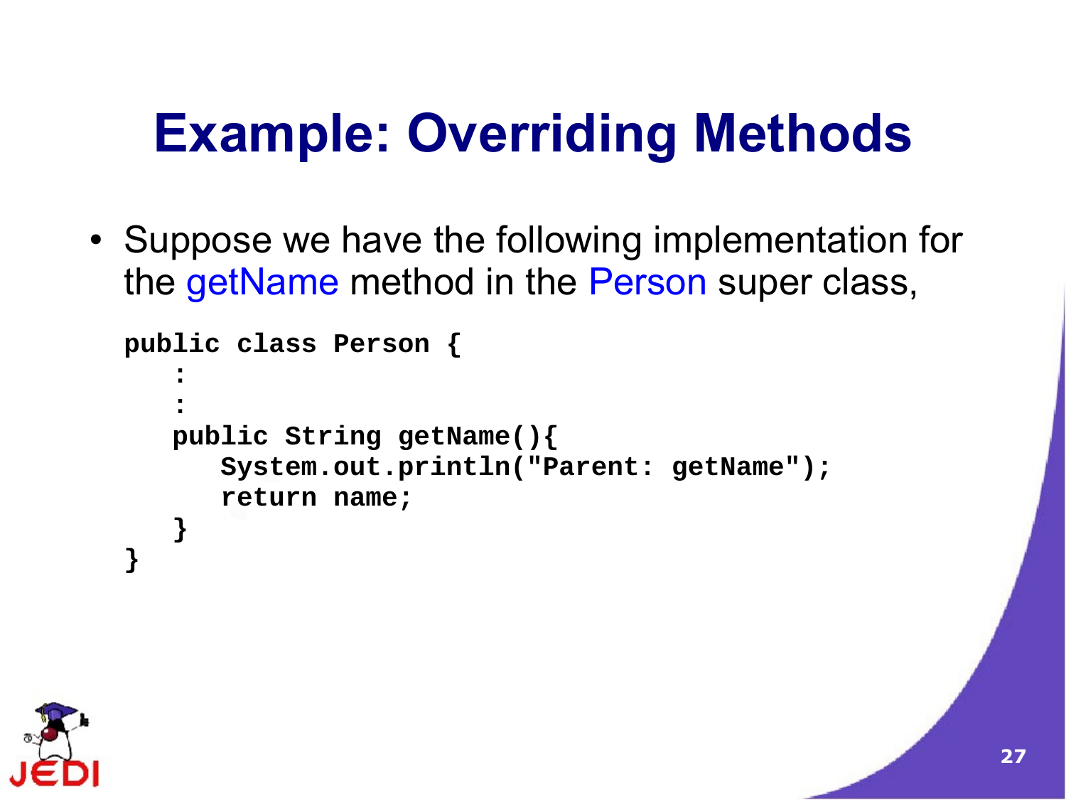# Example: Overriding Methods

- Suppose we have the following implementation for the getName method in the Person super class,

```
public class Person {
    :
    :
    public String getName(){
        System.out.println("Parent: getName");
        return name;
    }
}
```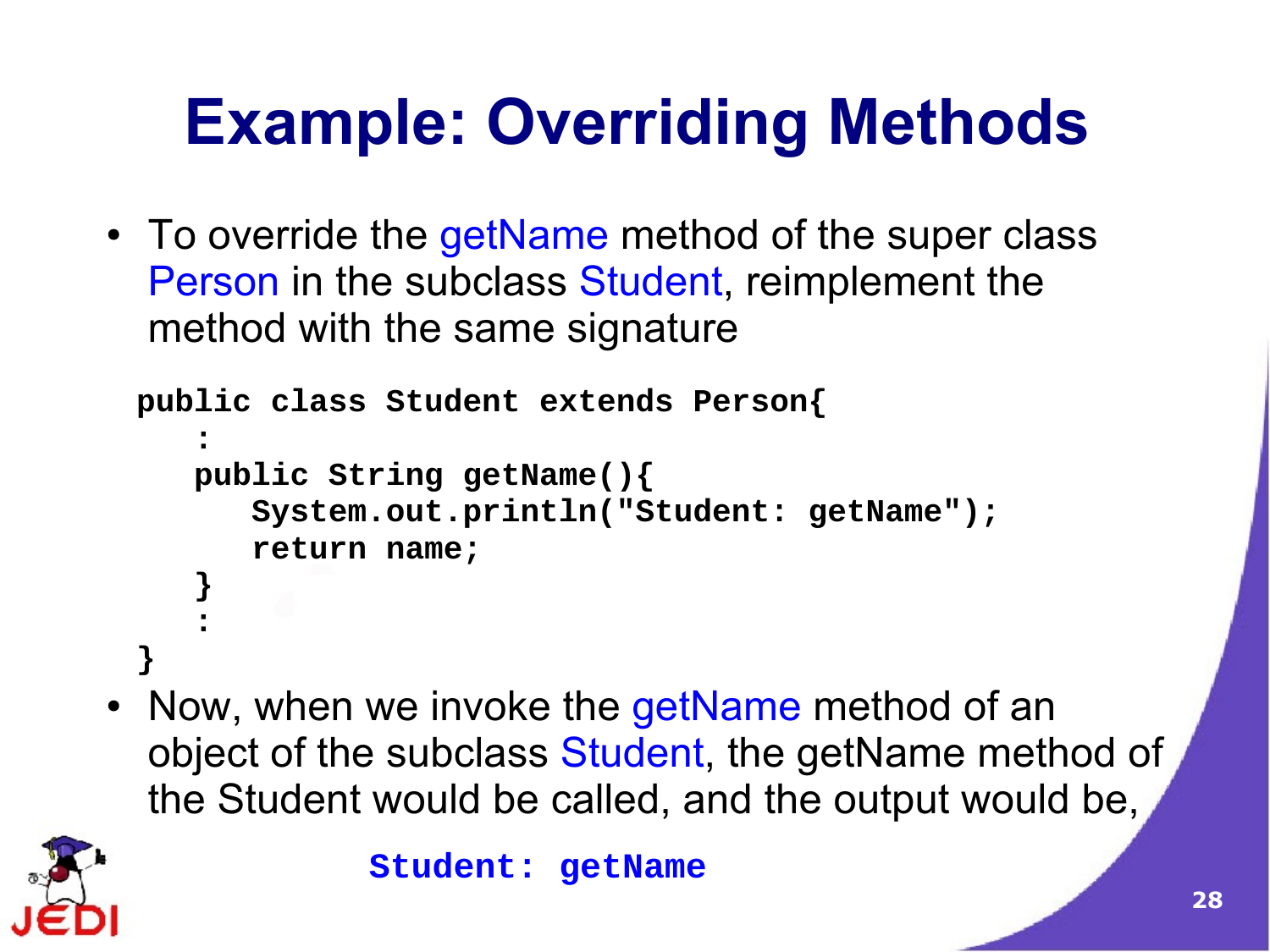# Example: Overriding Methods

- To override the getName method of the super class Person in the subclass Student, reimplement the method with the same signature

```
public class Student extends Person{
   :
   public String getName(){
      System.out.println("Student: getName");
      return name;
   }
   :
}
```

- Now, when we invoke the getName method of an object of the subclass Student, the getName method of the Student would be called, and the output would be,

```
Student: getName
```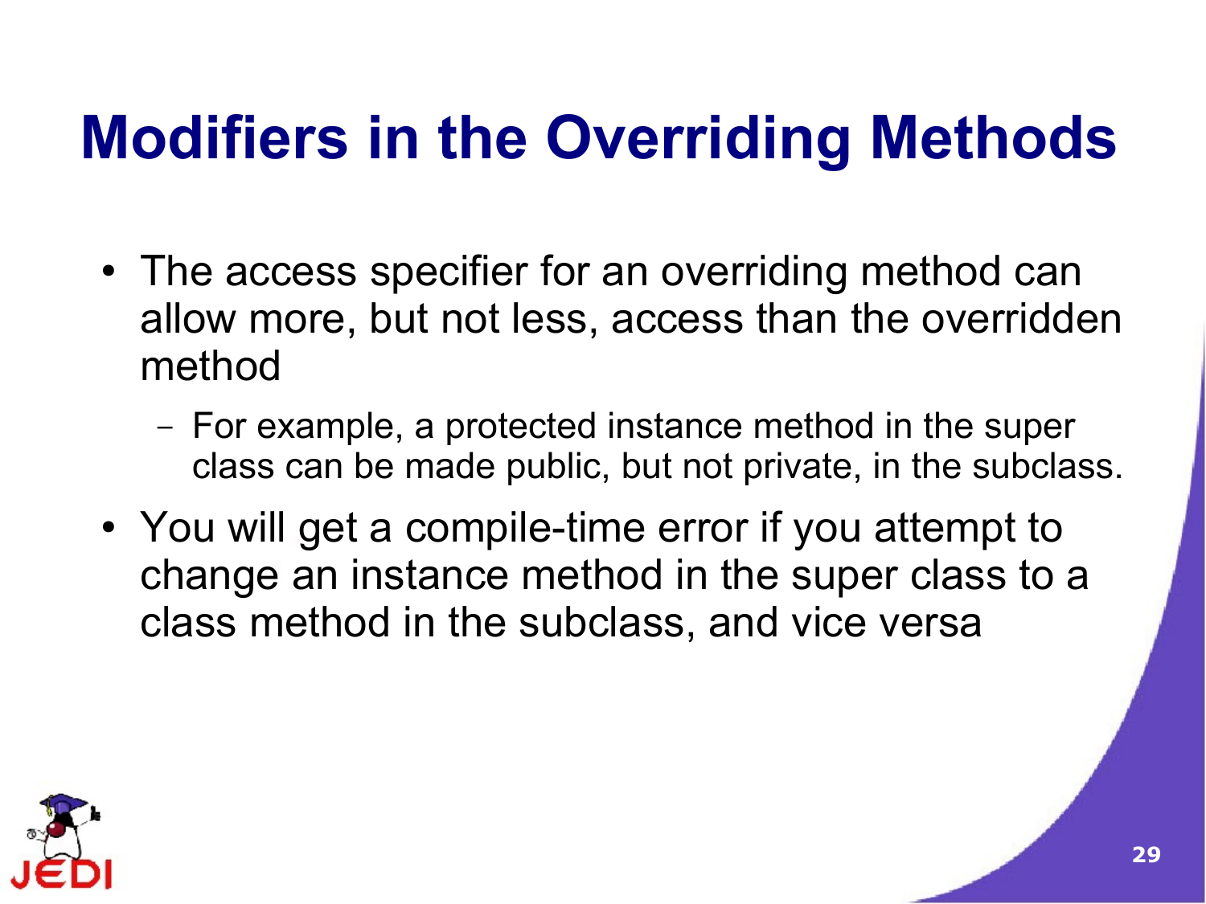# Modifiers in the Overriding Methods

- The access specifier for an overriding method can allow more, but not less, access than the overridden method
  - For example, a protected instance method in the super class can be made public, but not private, in the subclass.
- You will get a compile-time error if you attempt to change an instance method in the super class to a class method in the subclass, and vice versa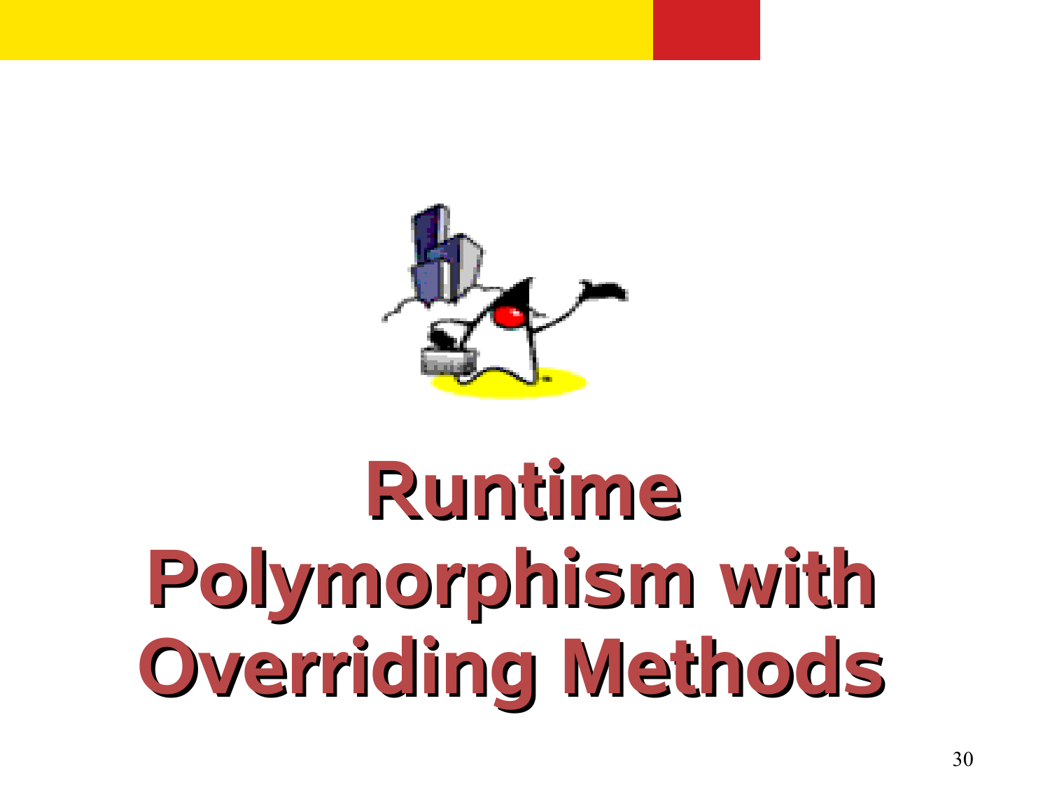# Runtime Polymorphism with Overriding Methods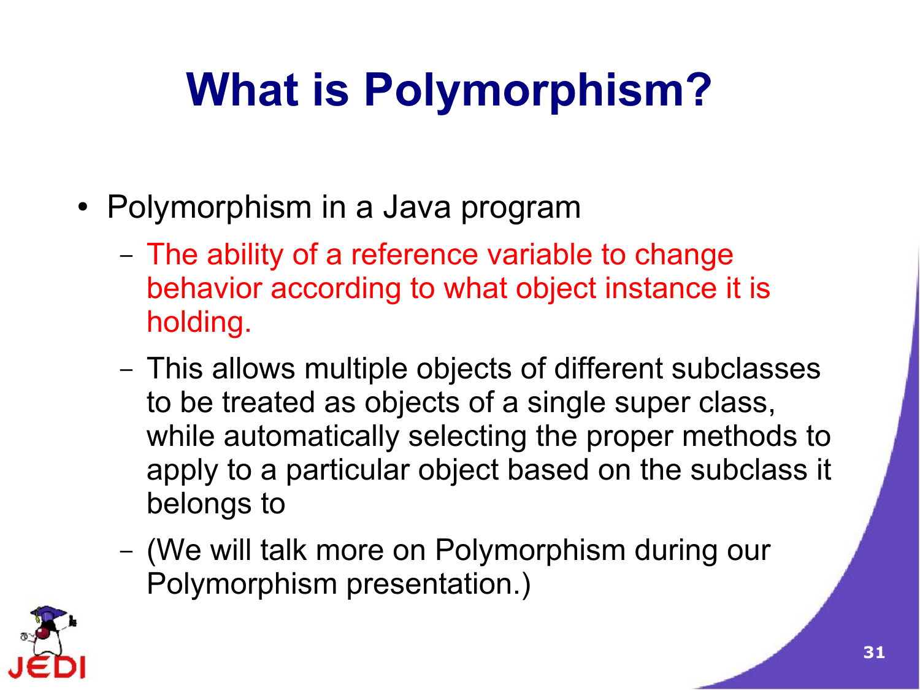# What is Polymorphism?

- Polymorphism in a Java program
  - The ability of a reference variable to change behavior according to what object instance it is holding.
  - This allows multiple objects of different subclasses to be treated as objects of a single super class, while automatically selecting the proper methods to apply to a particular object based on the subclass it belongs to
  - (We will talk more on Polymorphism during our Polymorphism presentation.)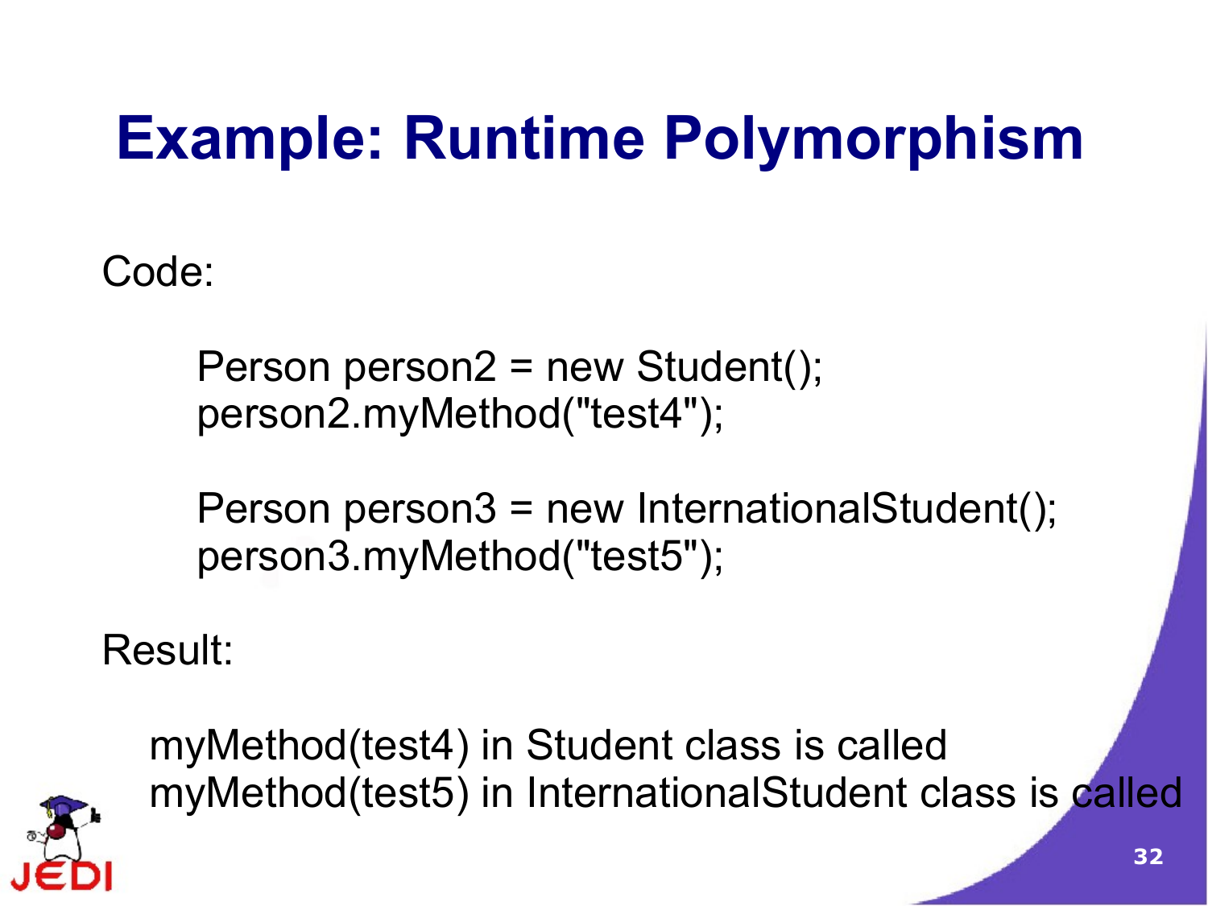# Example: Runtime Polymorphism

Code:

```
Person person2 = new Student();
person2.myMethod("test4");

Person person3 = new InternationalStudent();
person3.myMethod("test5");
```

Result:

```
myMethod(test4) in Student class is called
myMethod(test5) in InternationalStudent class is called
```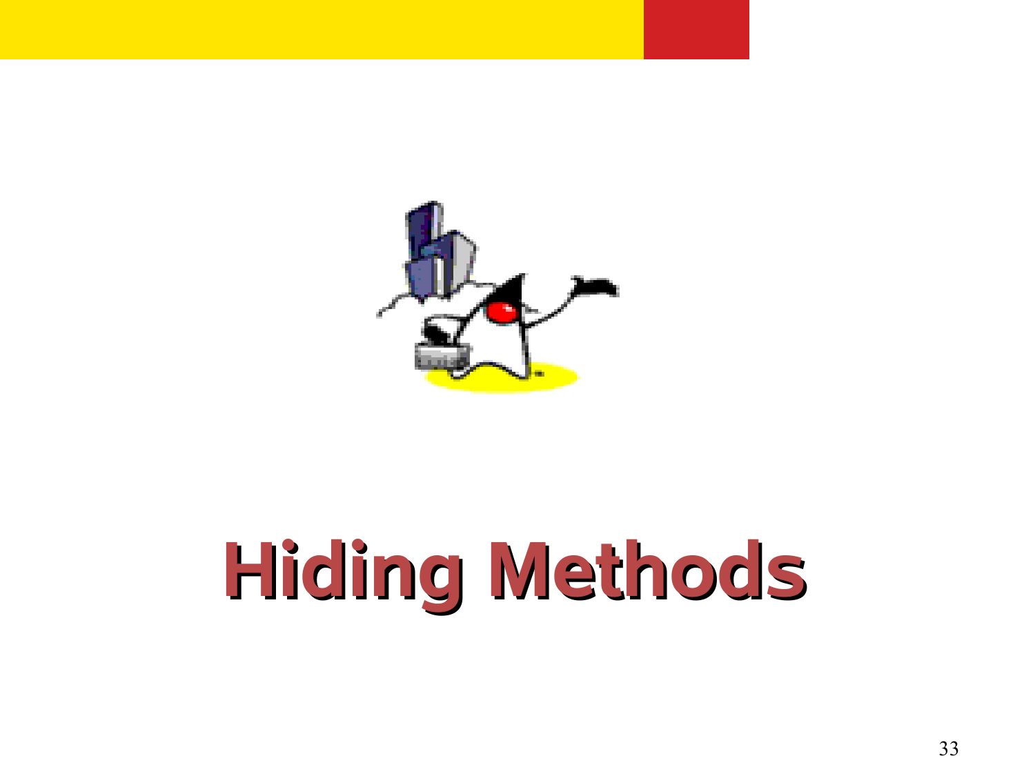# Hiding Methods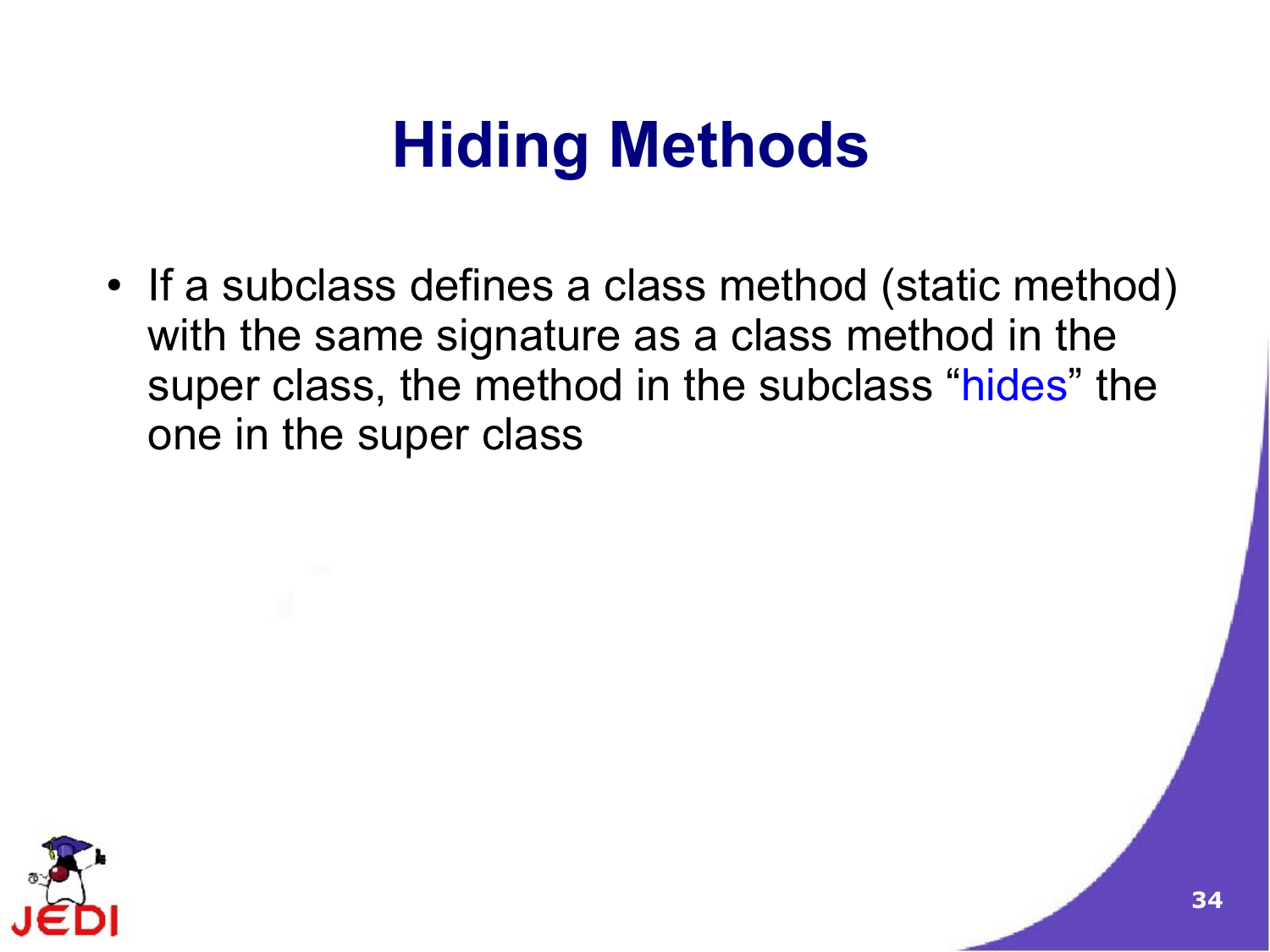# Hiding Methods

- If a subclass defines a class method (static method) with the same signature as a class method in the super class, the method in the subclass "hides" the one in the super class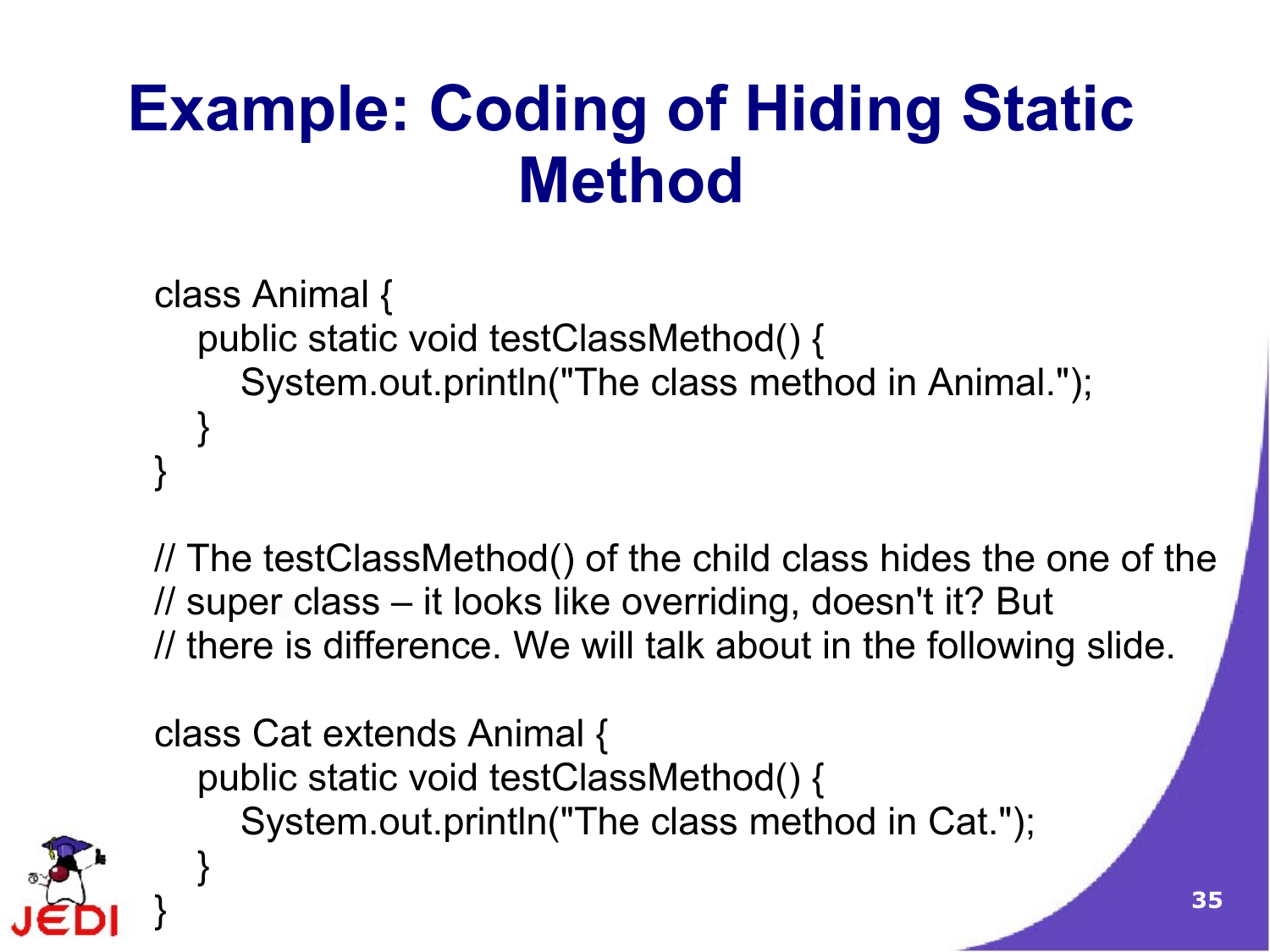# Example: Coding of Hiding Static Method

```
class Animal {
   public static void testClassMethod() {
      System.out.println("The class method in Animal.");
   }
}

// The testClassMethod() of the child class hides the one of the
// super class – it looks like overriding, doesn't it? But
// there is difference. We will talk about in the following slide.

class Cat extends Animal {
   public static void testClassMethod() {
      System.out.println("The class method in Cat.");
   }
}
```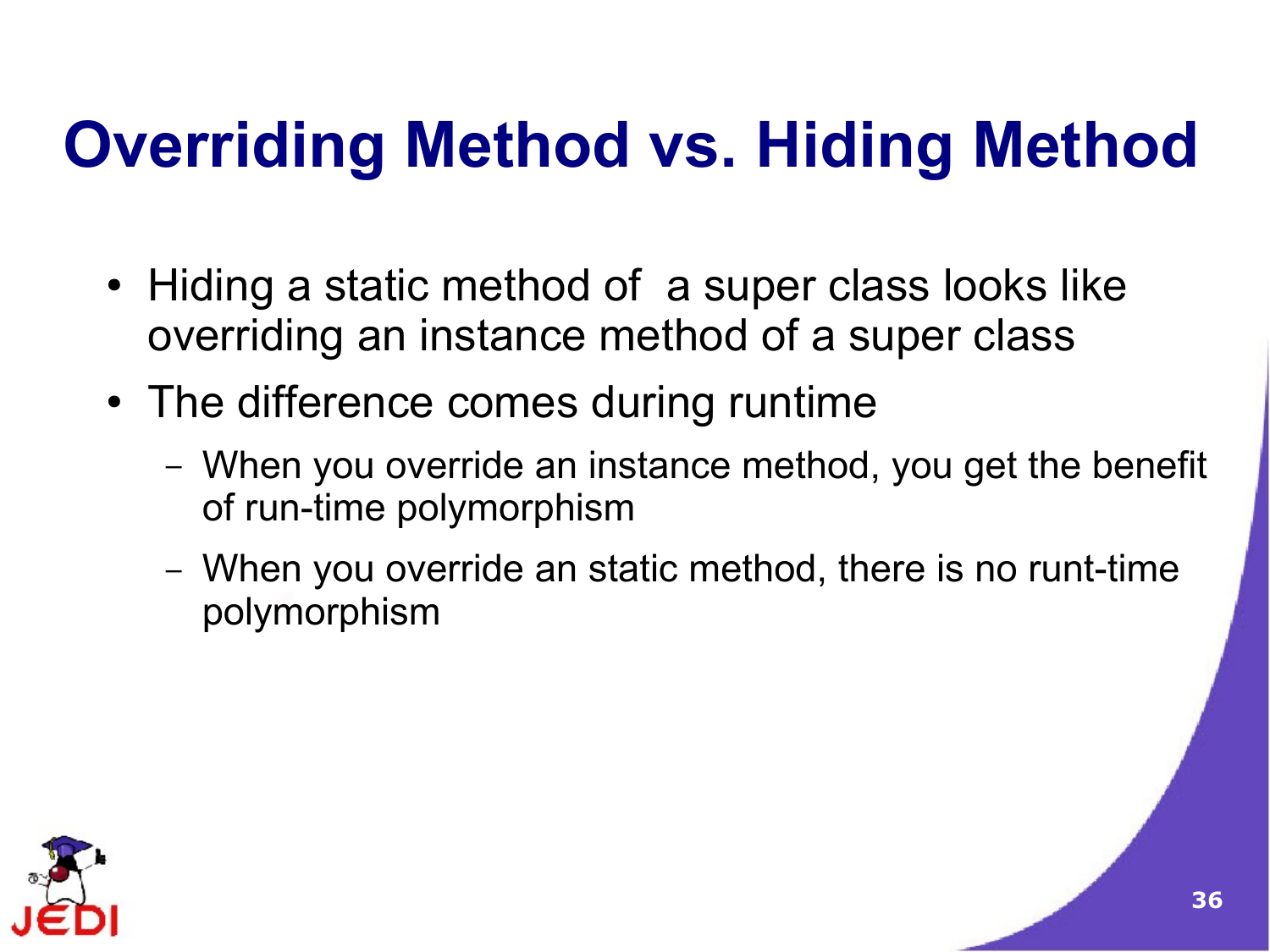# Overriding Method vs. Hiding Method

- Hiding a static method of  a super class looks like overriding an instance method of a super class
- The difference comes during runtime
  - When you override an instance method, you get the benefit of run-time polymorphism
  - When you override an static method, there is no runt-time polymorphism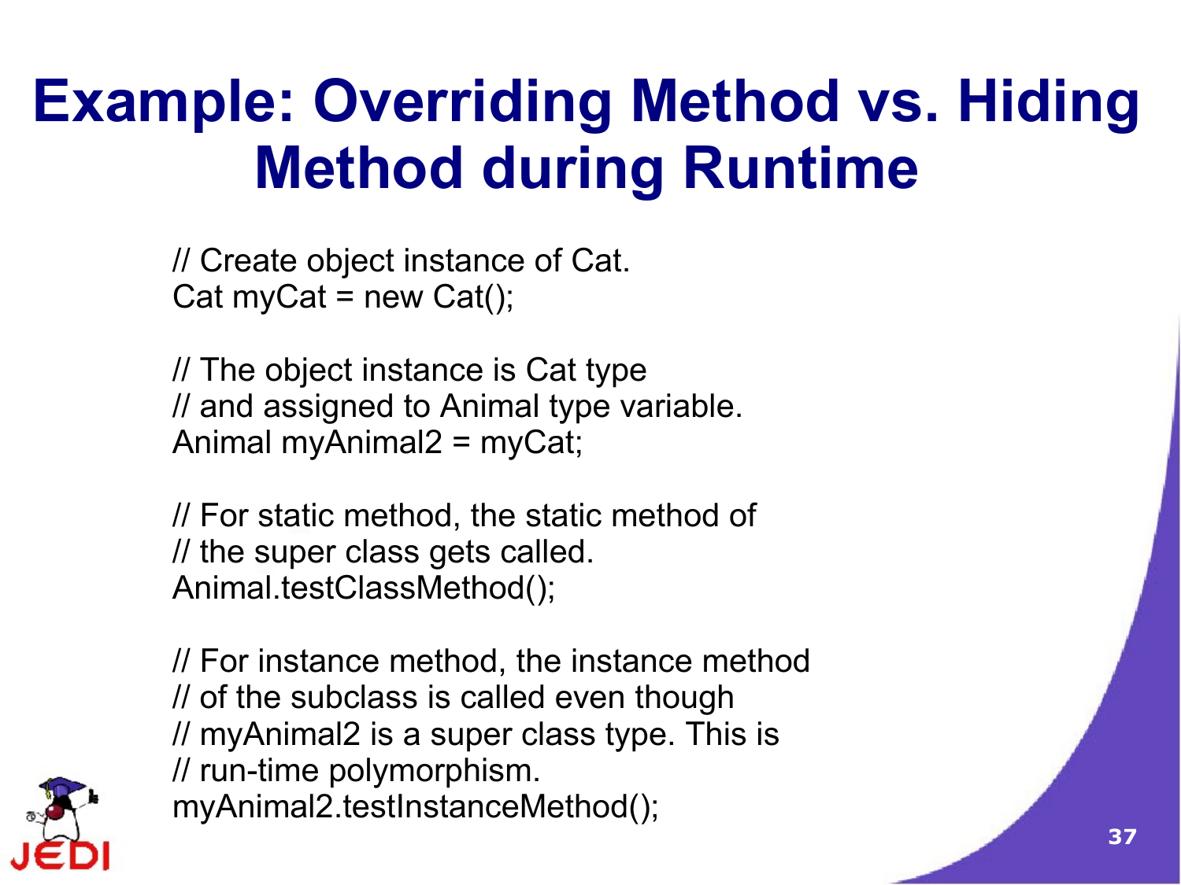# Example: Overriding Method vs. Hiding Method during Runtime

```
// Create object instance of Cat.
Cat myCat = new Cat();

// The object instance is Cat type
// and assigned to Animal type variable.
Animal myAnimal2 = myCat;

// For static method, the static method of
// the super class gets called.
Animal.testClassMethod();

// For instance method, the instance method
// of the subclass is called even though
// myAnimal2 is a super class type. This is
// run-time polymorphism.
myAnimal2.testInstanceMethod();
```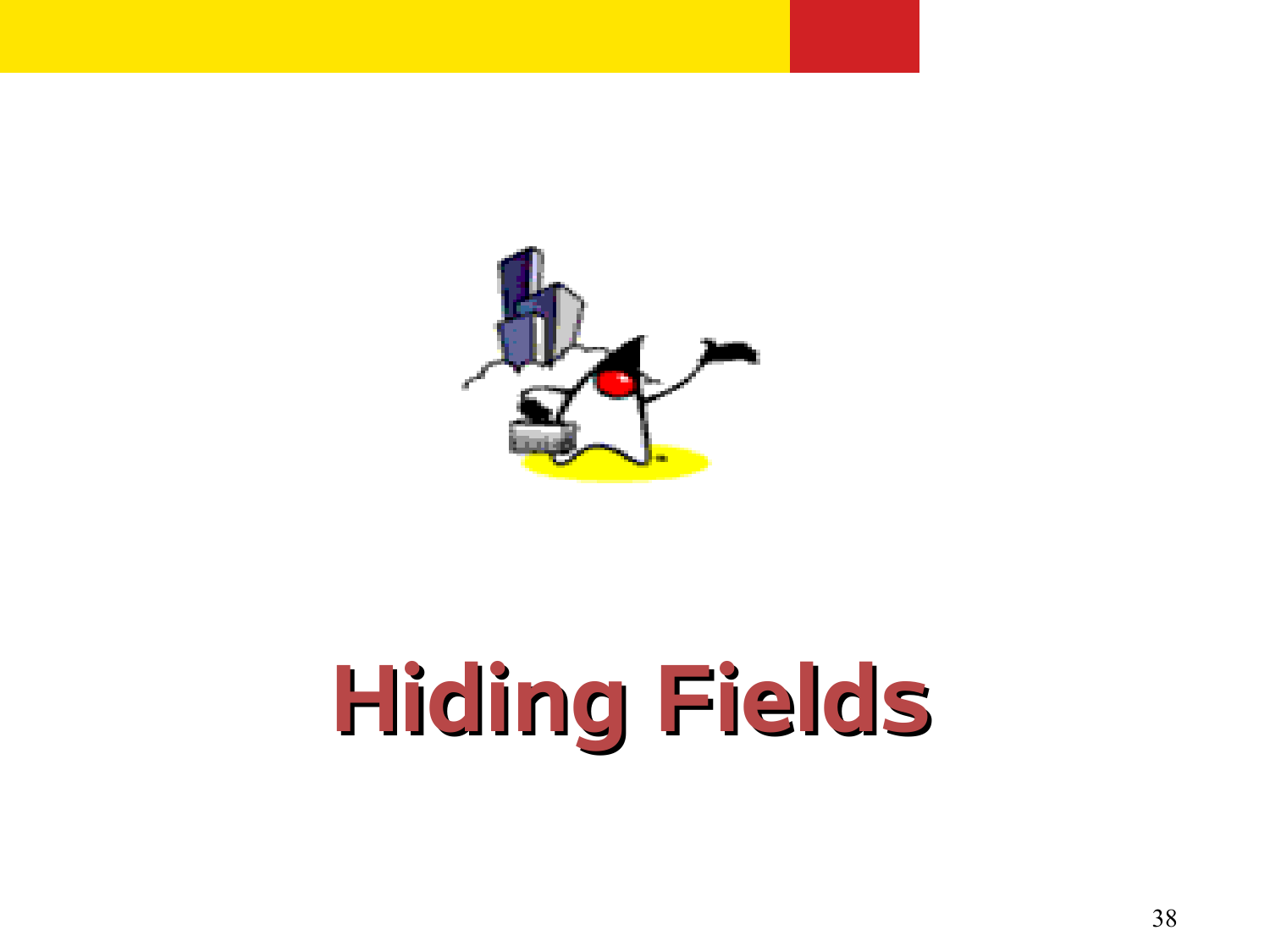# Hiding Fields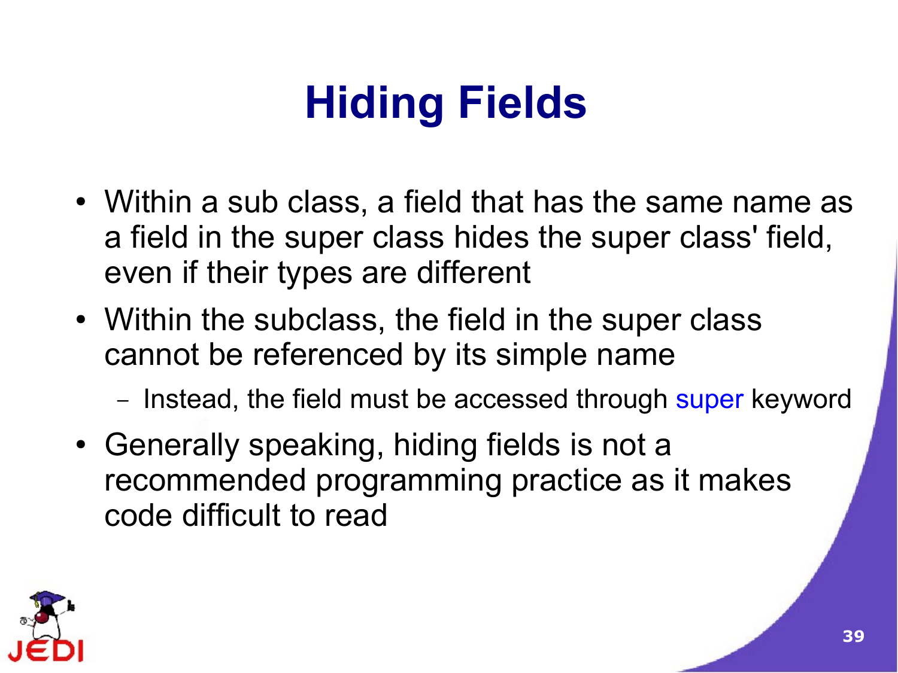# Hiding Fields

- Within a sub class, a field that has the same name as a field in the super class hides the super class' field, even if their types are different
- Within the subclass, the field in the super class cannot be referenced by its simple name
  - Instead, the field must be accessed through super keyword
- Generally speaking, hiding fields is not a recommended programming practice as it makes code difficult to read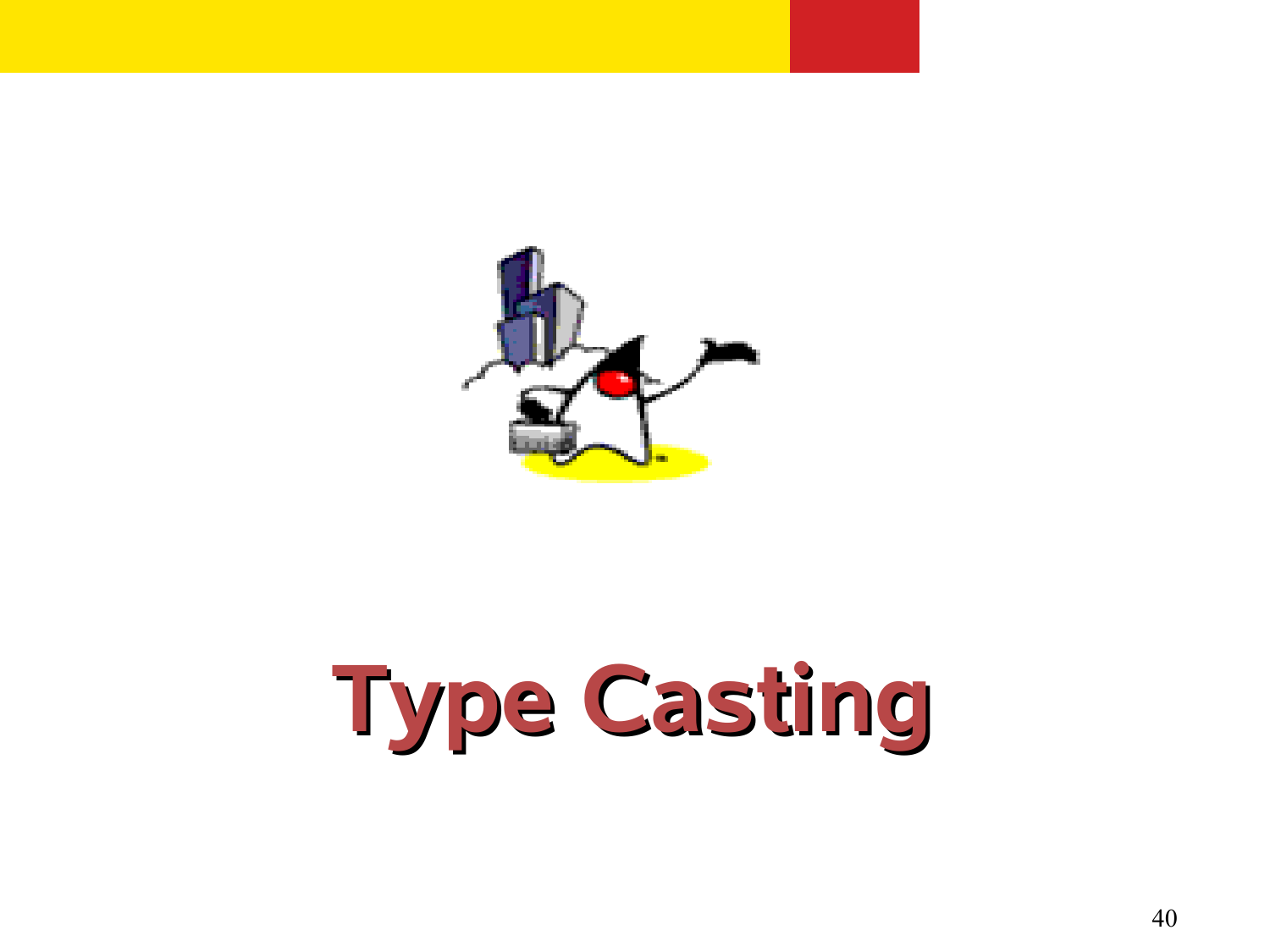# Type Casting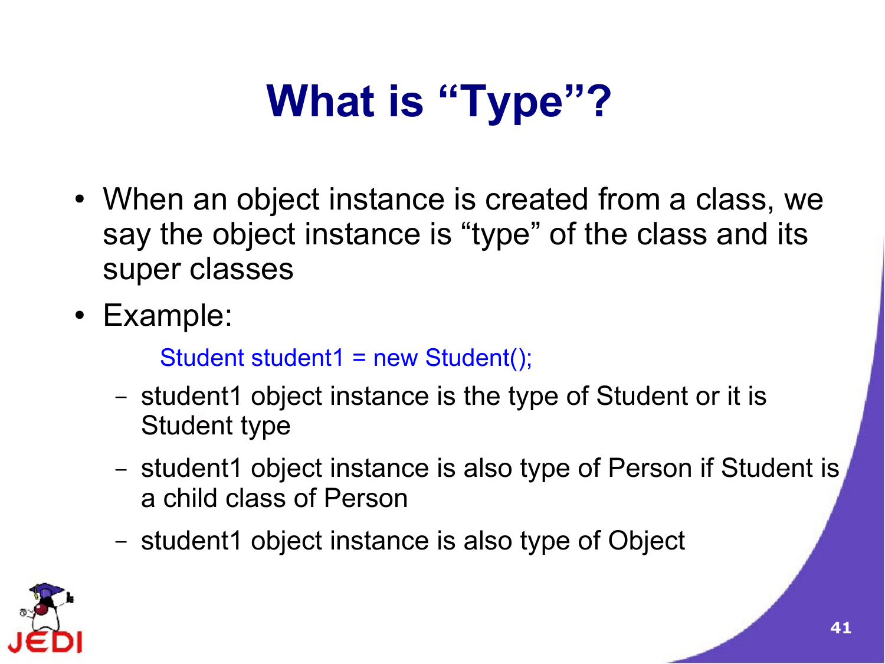# What is “Type”?

- When an object instance is created from a class, we say the object instance is “type” of the class and its super classes
- Example:

```
Student student1 = new Student();
```

  - student1 object instance is the type of Student or it is Student type
  - student1 object instance is also type of Person if Student is a child class of Person
  - student1 object instance is also type of Object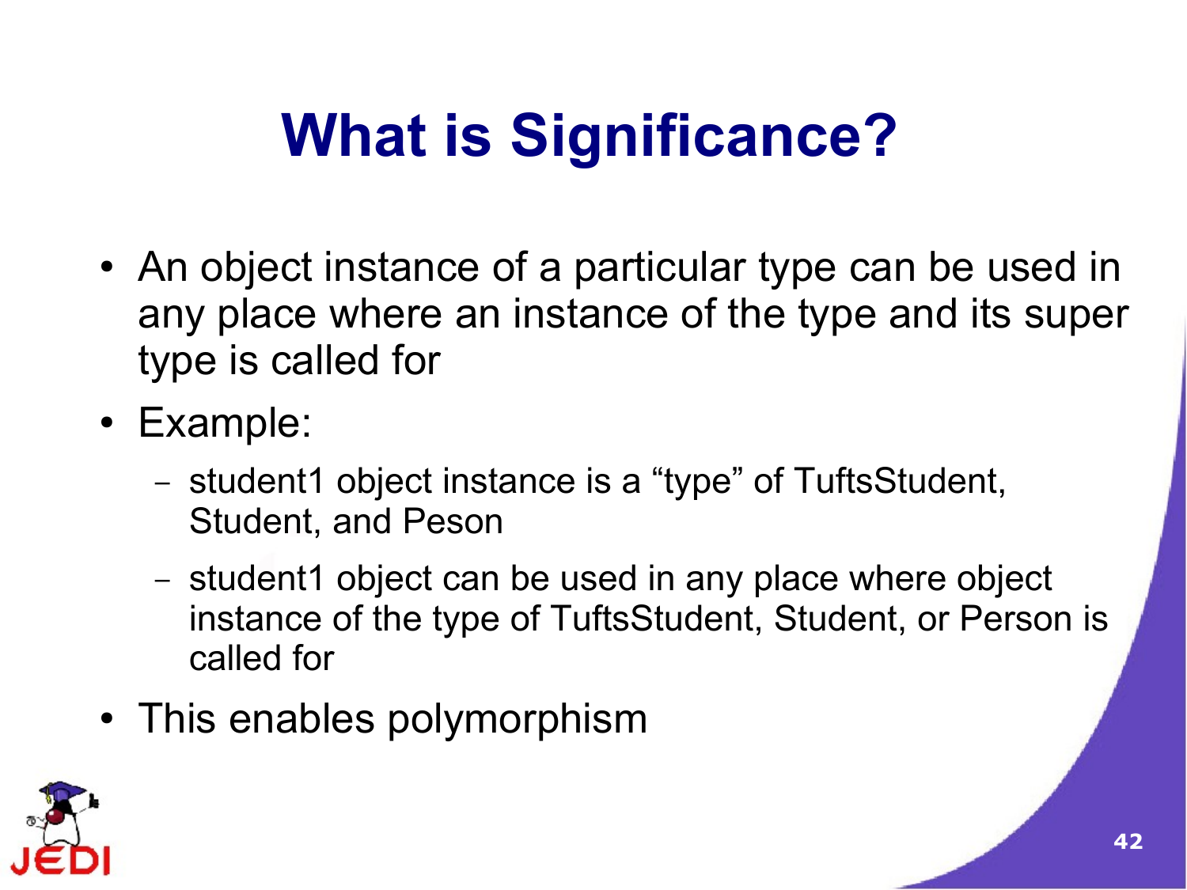# What is Significance?

- An object instance of a particular type can be used in any place where an instance of the type and its super type is called for
- Example:
  - student1 object instance is a “type” of TuftsStudent, Student, and Peson
  - student1 object can be used in any place where object instance of the type of TuftsStudent, Student, or Person is called for
- This enables polymorphism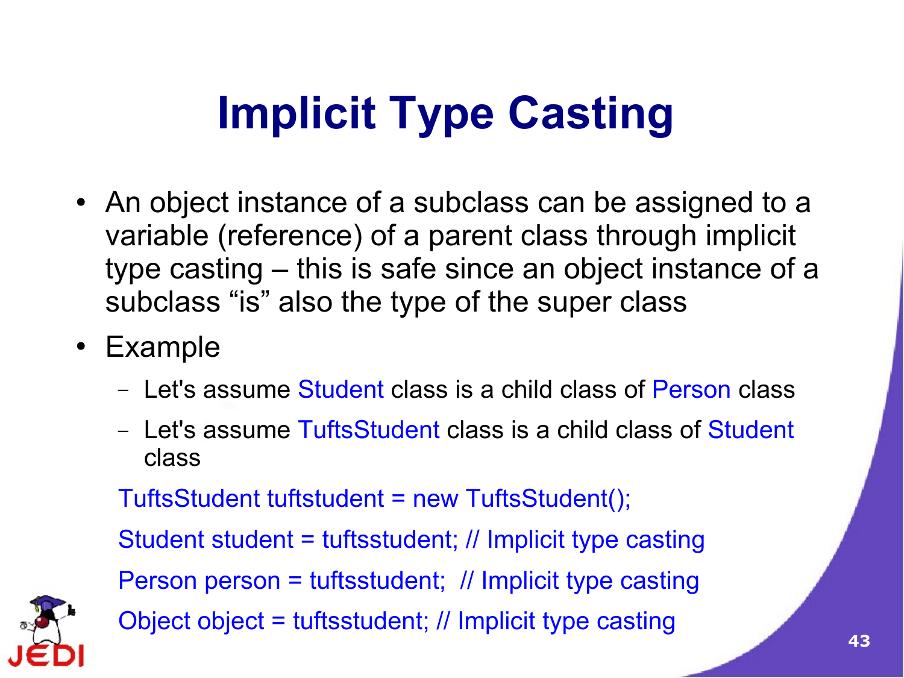# Implicit Type Casting

- An object instance of a subclass can be assigned to a variable (reference) of a parent class through implicit type casting – this is safe since an object instance of a subclass “is” also the type of the super class
- Example
  - Let's assume Student class is a child class of Person class
  - Let's assume TuftsStudent class is a child class of Student class

```
TuftsStudent tuftstudent = new TuftsStudent();
Student student = tuftsstudent; // Implicit type casting
Person person = tuftsstudent;  // Implicit type casting
Object object = tuftsstudent; // Implicit type casting
```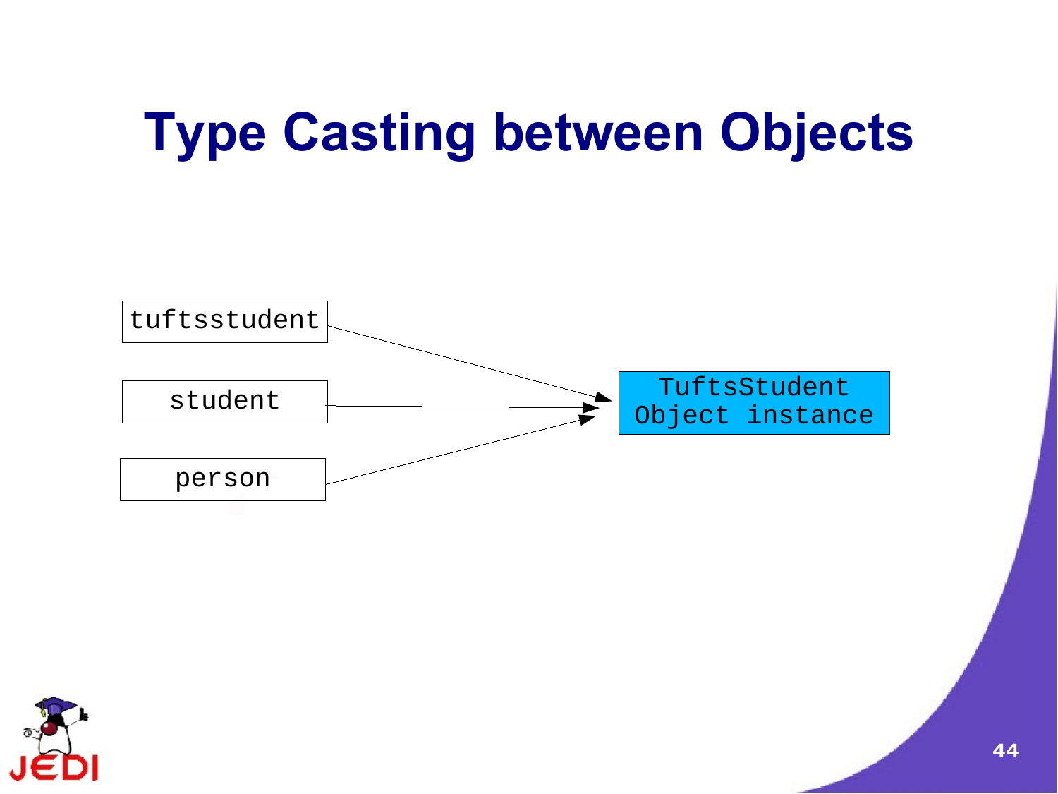# Type Casting between Objects

tuftsstudent

student

person

TuftsStudent Object instance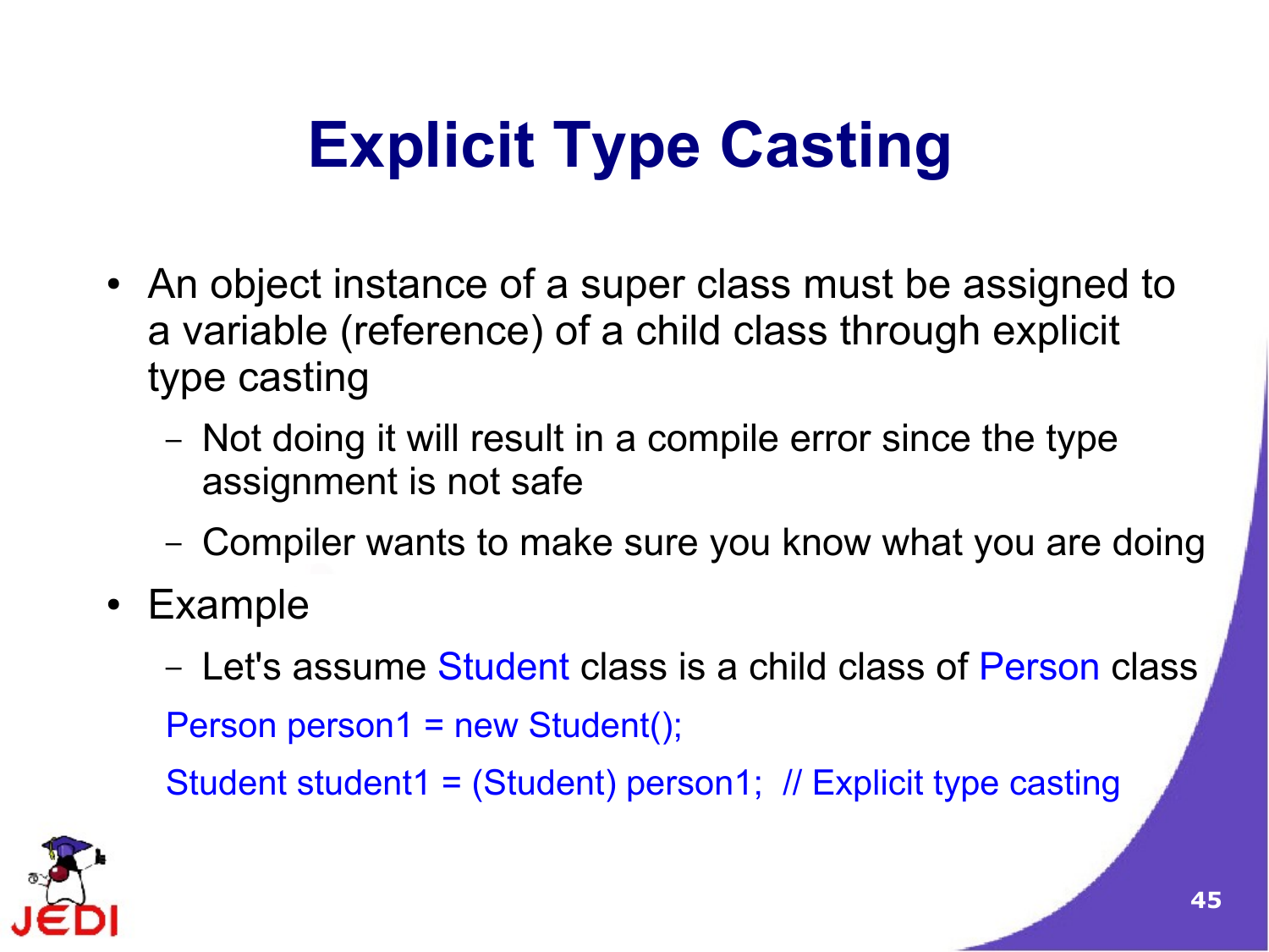# Explicit Type Casting

- An object instance of a super class must be assigned to a variable (reference) of a child class through explicit type casting
  - Not doing it will result in a compile error since the type assignment is not safe
  - Compiler wants to make sure you know what you are doing
- Example
  - Let's assume Student class is a child class of Person class

```
Person person1 = new Student();
Student student1 = (Student) person1;  // Explicit type casting
```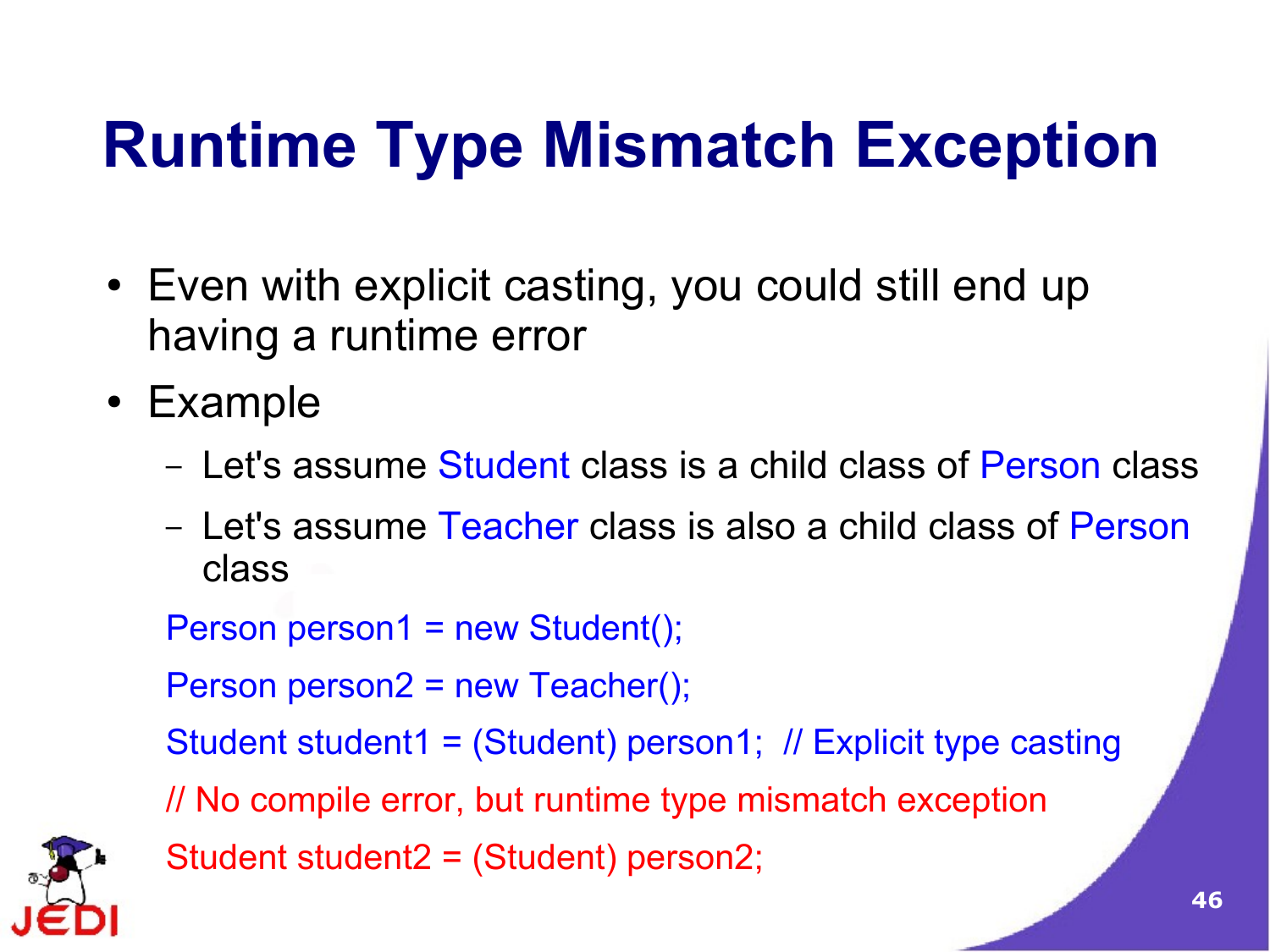# Runtime Type Mismatch Exception

- Even with explicit casting, you could still end up having a runtime error
- Example
  - Let's assume Student class is a child class of Person class
  - Let's assume Teacher class is also a child class of Person class

```
Person person1 = new Student();
Person person2 = new Teacher();
Student student1 = (Student) person1;  // Explicit type casting
// No compile error, but runtime type mismatch exception
Student student2 = (Student) person2;
```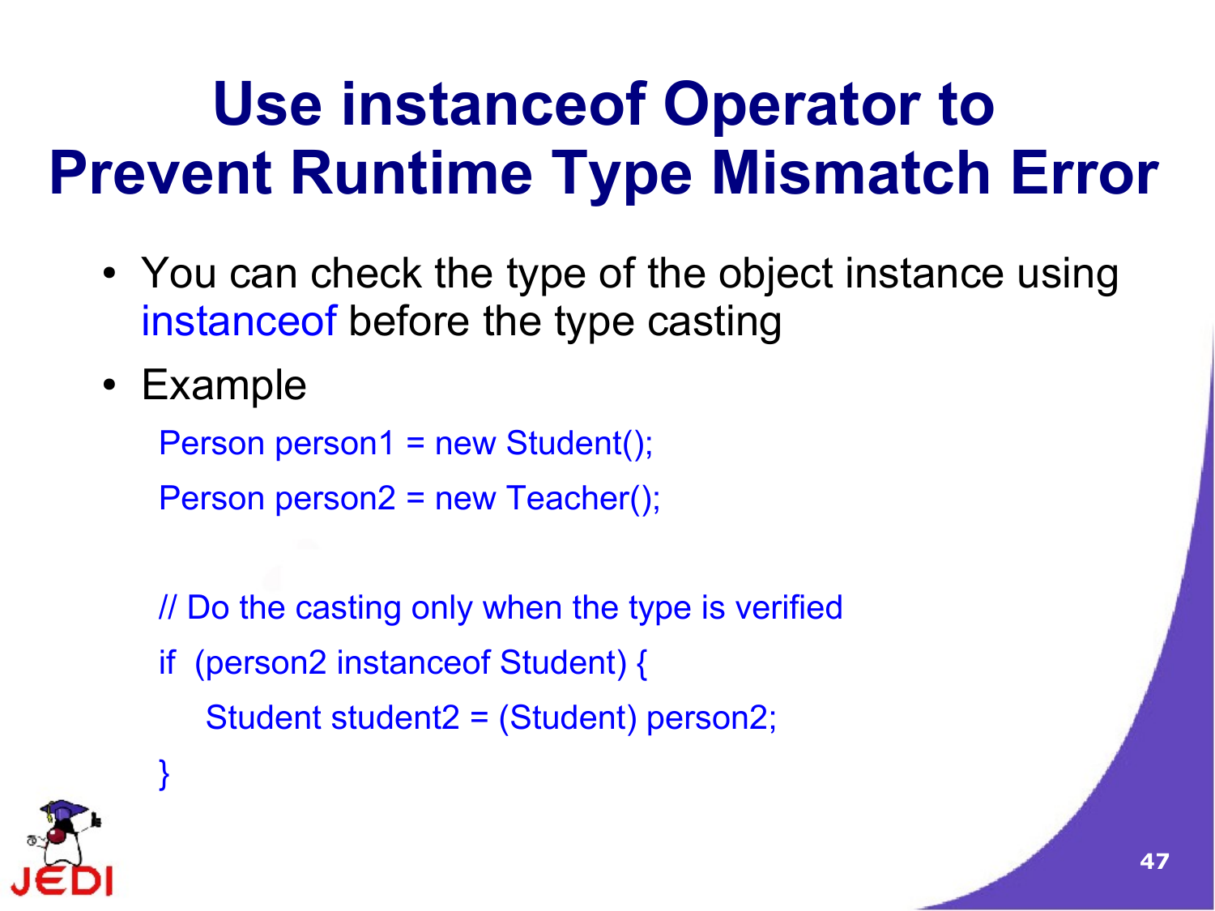# Use instanceof Operator to Prevent Runtime Type Mismatch Error

- You can check the type of the object instance using instanceof before the type casting
- Example

```
Person person1 = new Student();
Person person2 = new Teacher();

// Do the casting only when the type is verified
if  (person2 instanceof Student) {
    Student student2 = (Student) person2;
}
```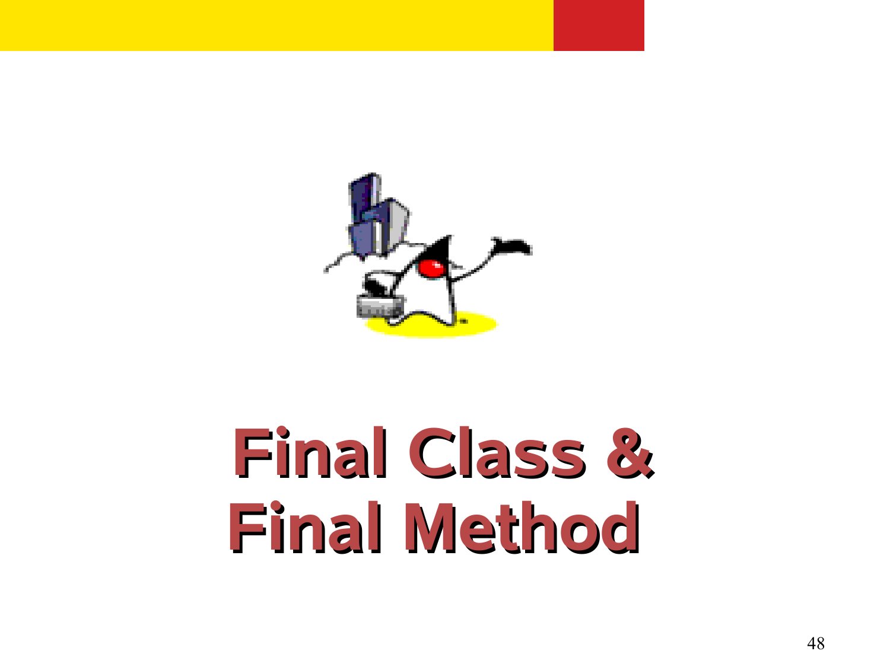# Final Class & Final Method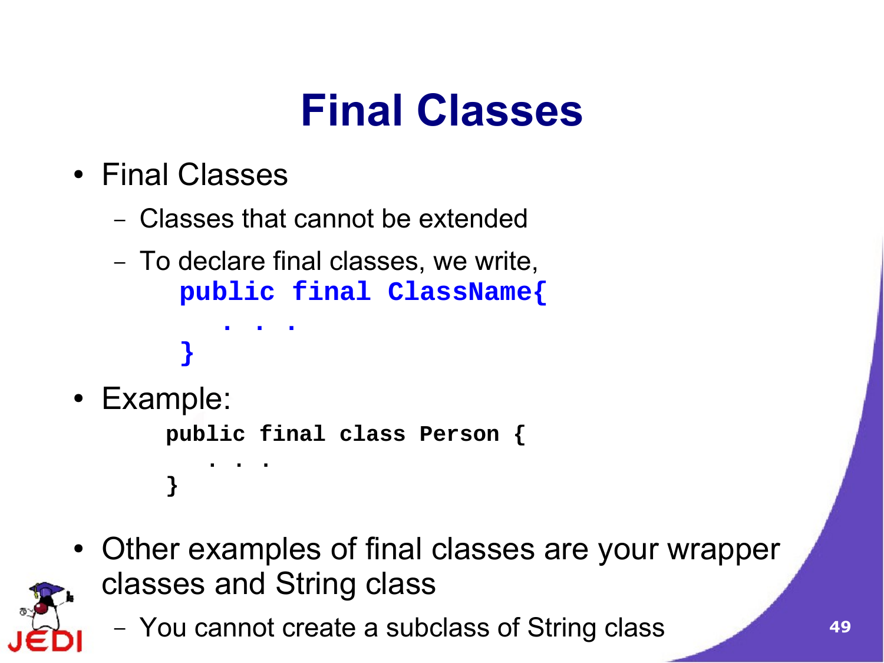# Final Classes

- Final Classes
  - Classes that cannot be extended
  - To declare final classes, we write,

```
public final ClassName{
   . . .
}
```

- Example:

```
public final class Person {
   . . .
}
```

- Other examples of final classes are your wrapper classes and String class
  - You cannot create a subclass of String class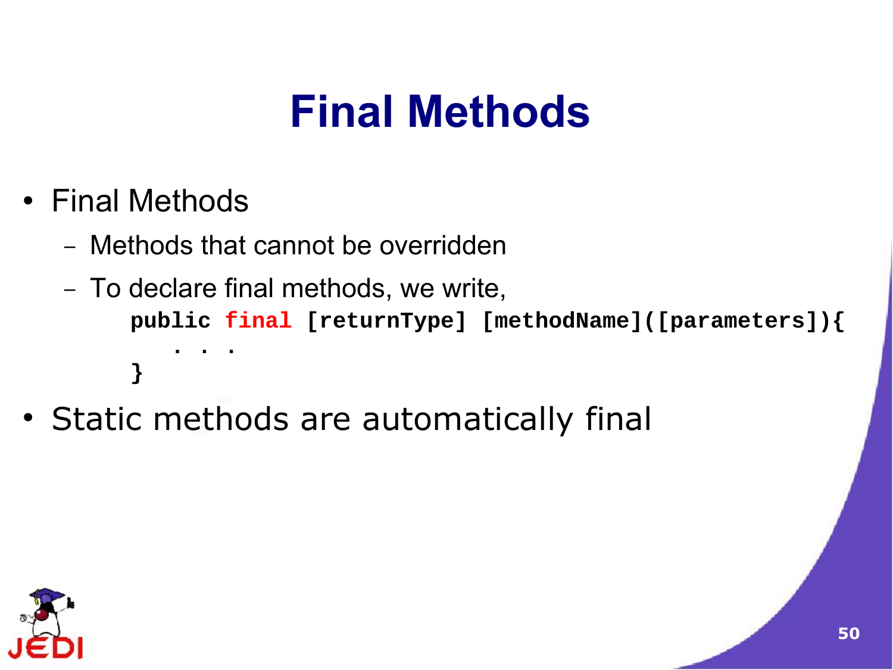# Final Methods

- Final Methods
  - Methods that cannot be overridden
  - To declare final methods, we write,

```
public final [returnType] [methodName]([parameters]){
    . . .
}
```

- Static methods are automatically final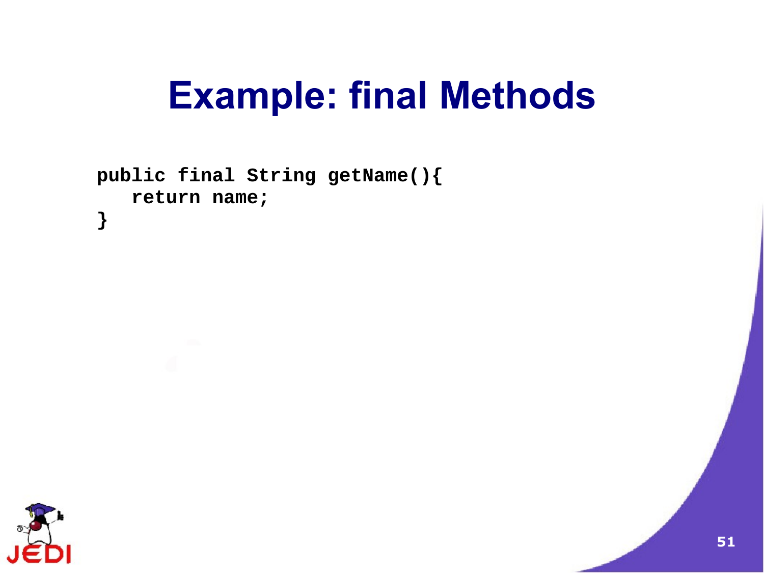# Example: final Methods

```
public final String getName(){
   return name;
}
```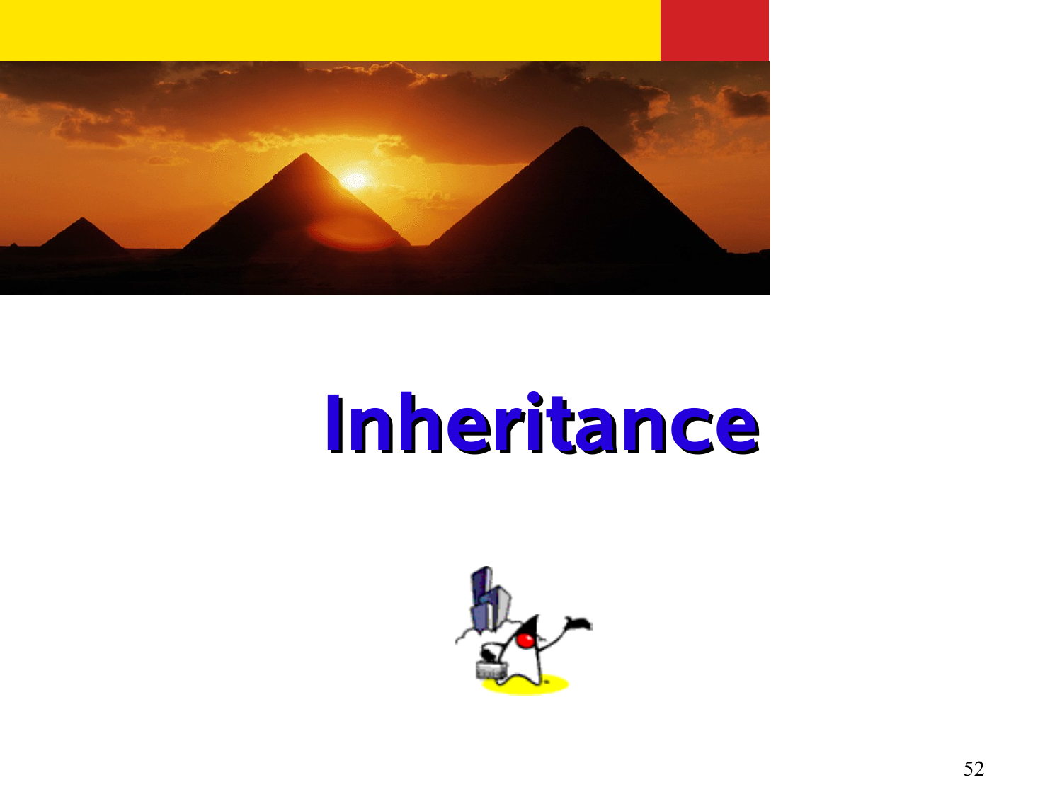# Inheritance